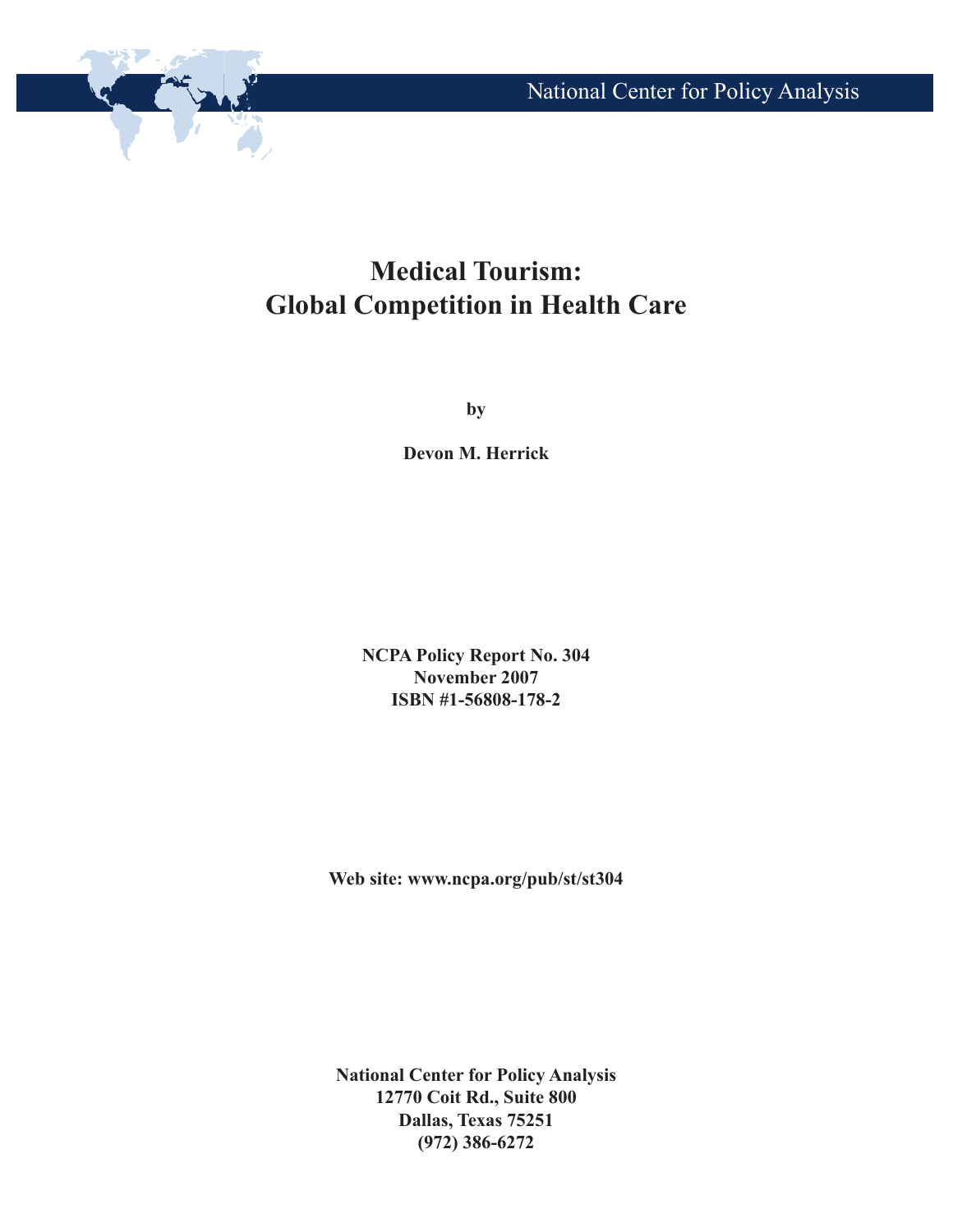National Center for Policy Analysis

# Medical Tourism: Global Competition in Health Care

by

**Devon M. Herrick**

**NCPA Policy Report No. 304**
**November 2007**
**ISBN #1-56808-178-2**

**Web site: www.ncpa.org/pub/st/st304**

**National Center for Policy Analysis**
**12770 Coit Rd., Suite 800**
**Dallas, Texas 75251**
**(972) 386-6272**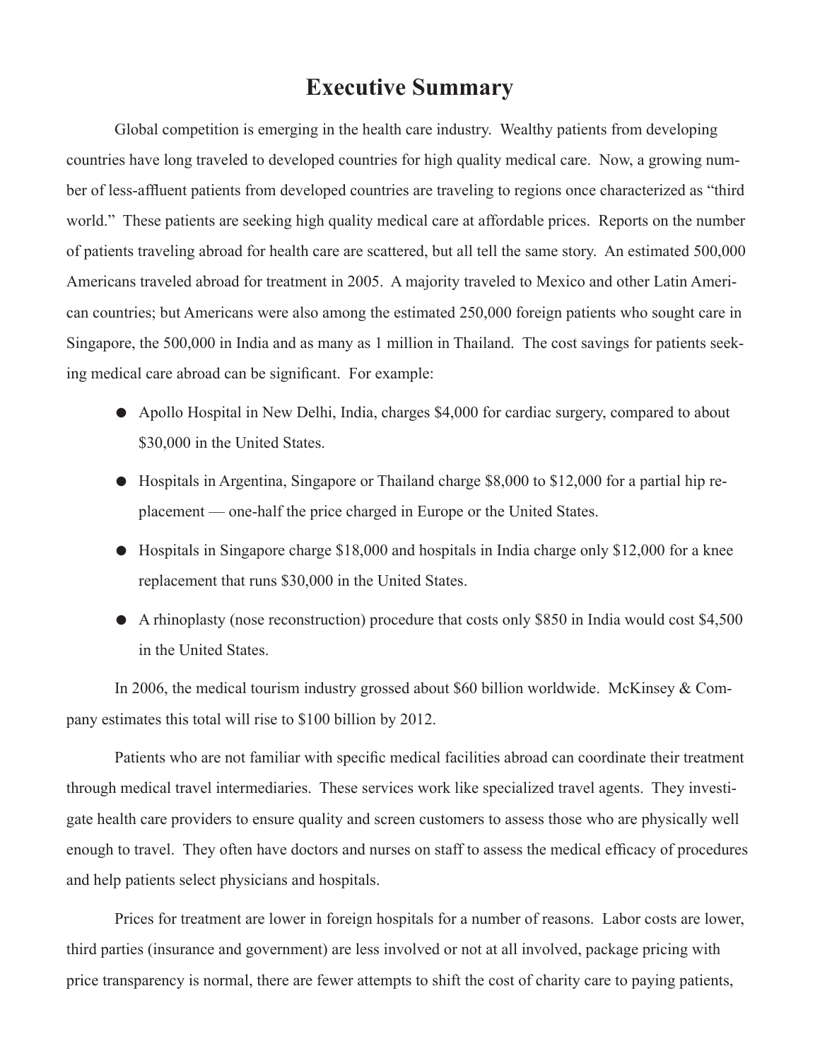# Executive Summary

Global competition is emerging in the health care industry. Wealthy patients from developing countries have long traveled to developed countries for high quality medical care. Now, a growing number of less-affluent patients from developed countries are traveling to regions once characterized as "third world." These patients are seeking high quality medical care at affordable prices. Reports on the number of patients traveling abroad for health care are scattered, but all tell the same story. An estimated 500,000 Americans traveled abroad for treatment in 2005. A majority traveled to Mexico and other Latin American countries; but Americans were also among the estimated 250,000 foreign patients who sought care in Singapore, the 500,000 in India and as many as 1 million in Thailand. The cost savings for patients seeking medical care abroad can be significant. For example:

- Apollo Hospital in New Delhi, India, charges $4,000 for cardiac surgery, compared to about $30,000 in the United States.
- Hospitals in Argentina, Singapore or Thailand charge $8,000 to $12,000 for a partial hip replacement — one-half the price charged in Europe or the United States.
- Hospitals in Singapore charge $18,000 and hospitals in India charge only $12,000 for a knee replacement that runs $30,000 in the United States.
- A rhinoplasty (nose reconstruction) procedure that costs only $850 in India would cost $4,500 in the United States.

In 2006, the medical tourism industry grossed about $60 billion worldwide. McKinsey & Company estimates this total will rise to $100 billion by 2012.

Patients who are not familiar with specific medical facilities abroad can coordinate their treatment through medical travel intermediaries. These services work like specialized travel agents. They investigate health care providers to ensure quality and screen customers to assess those who are physically well enough to travel. They often have doctors and nurses on staff to assess the medical efficacy of procedures and help patients select physicians and hospitals.

Prices for treatment are lower in foreign hospitals for a number of reasons. Labor costs are lower, third parties (insurance and government) are less involved or not at all involved, package pricing with price transparency is normal, there are fewer attempts to shift the cost of charity care to paying patients,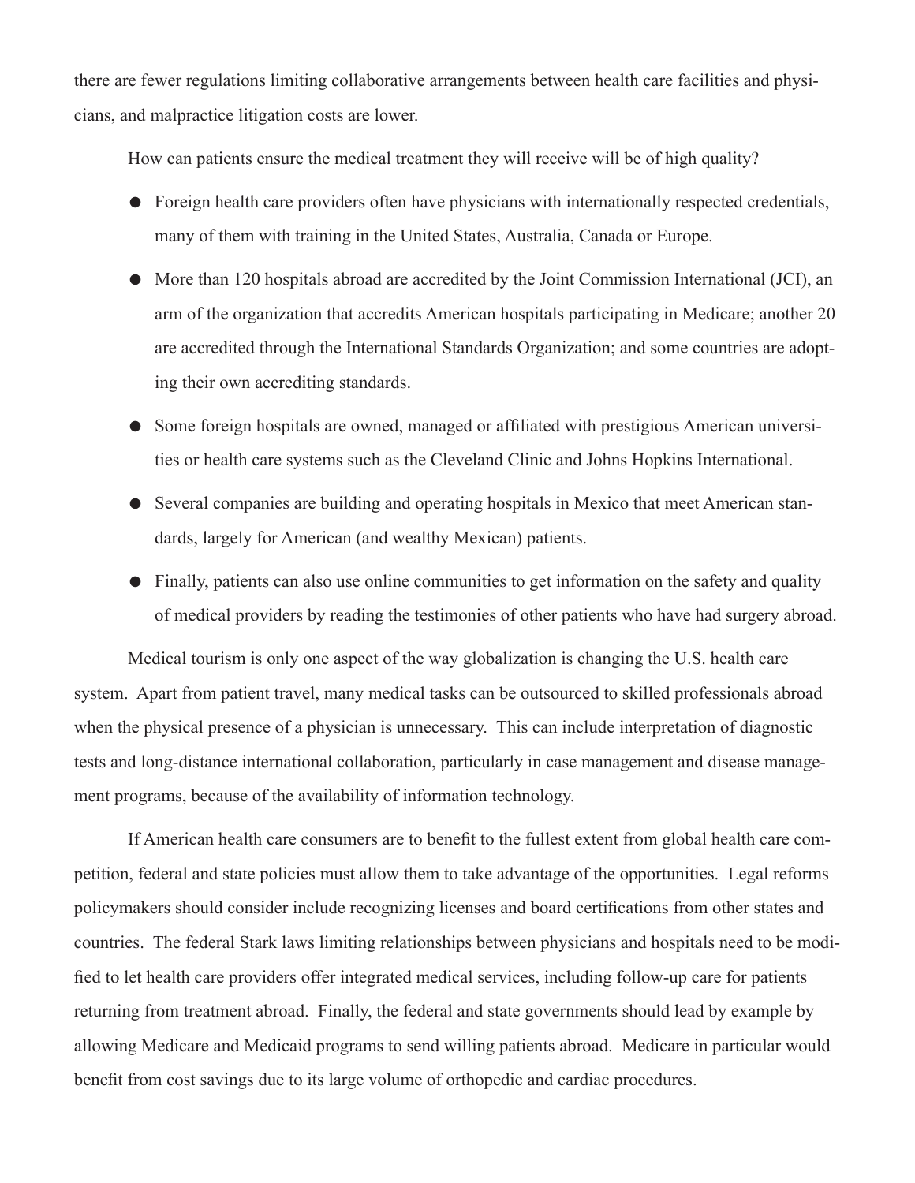there are fewer regulations limiting collaborative arrangements between health care facilities and physicians, and malpractice litigation costs are lower.

How can patients ensure the medical treatment they will receive will be of high quality?

- Foreign health care providers often have physicians with internationally respected credentials, many of them with training in the United States, Australia, Canada or Europe.
- More than 120 hospitals abroad are accredited by the Joint Commission International (JCI), an arm of the organization that accredits American hospitals participating in Medicare; another 20 are accredited through the International Standards Organization; and some countries are adopting their own accrediting standards.
- Some foreign hospitals are owned, managed or affiliated with prestigious American universities or health care systems such as the Cleveland Clinic and Johns Hopkins International.
- Several companies are building and operating hospitals in Mexico that meet American standards, largely for American (and wealthy Mexican) patients.
- Finally, patients can also use online communities to get information on the safety and quality of medical providers by reading the testimonies of other patients who have had surgery abroad.

Medical tourism is only one aspect of the way globalization is changing the U.S. health care system. Apart from patient travel, many medical tasks can be outsourced to skilled professionals abroad when the physical presence of a physician is unnecessary. This can include interpretation of diagnostic tests and long-distance international collaboration, particularly in case management and disease management programs, because of the availability of information technology.

If American health care consumers are to benefit to the fullest extent from global health care competition, federal and state policies must allow them to take advantage of the opportunities. Legal reforms policymakers should consider include recognizing licenses and board certifications from other states and countries. The federal Stark laws limiting relationships between physicians and hospitals need to be modified to let health care providers offer integrated medical services, including follow-up care for patients returning from treatment abroad. Finally, the federal and state governments should lead by example by allowing Medicare and Medicaid programs to send willing patients abroad. Medicare in particular would benefit from cost savings due to its large volume of orthopedic and cardiac procedures.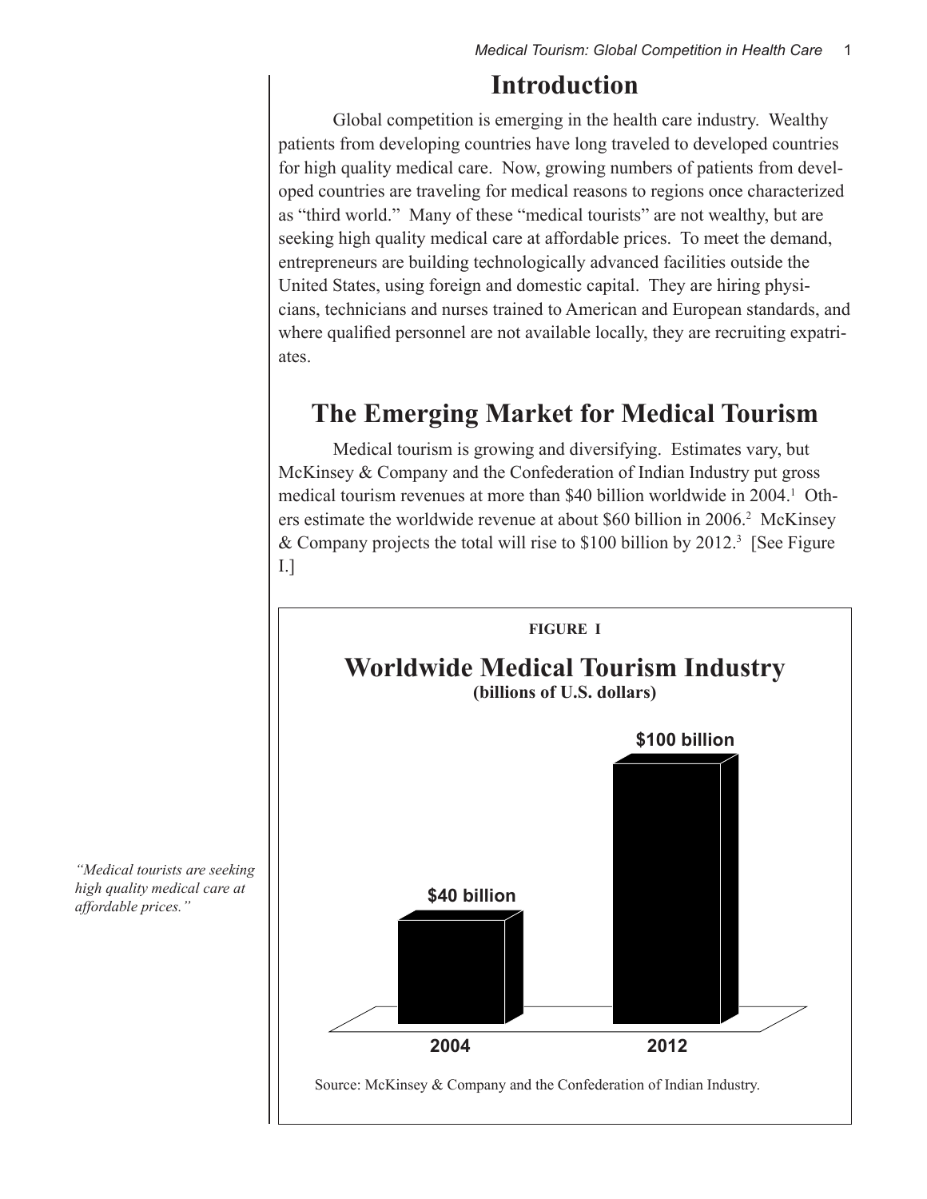# Introduction

Global competition is emerging in the health care industry. Wealthy patients from developing countries have long traveled to developed countries for high quality medical care. Now, growing numbers of patients from developed countries are traveling for medical reasons to regions once characterized as "third world." Many of these "medical tourists" are not wealthy, but are seeking high quality medical care at affordable prices. To meet the demand, entrepreneurs are building technologically advanced facilities outside the United States, using foreign and domestic capital. They are hiring physicians, technicians and nurses trained to American and European standards, and where qualified personnel are not available locally, they are recruiting expatriates.

# The Emerging Market for Medical Tourism

Medical tourism is growing and diversifying. Estimates vary, but McKinsey & Company and the Confederation of Indian Industry put gross medical tourism revenues at more than $40 billion worldwide in 2004.[1] Others estimate the worldwide revenue at about $60 billion in 2006.[2] McKinsey & Company projects the total will rise to $100 billion by 2012.[3] [See Figure I.]

*"Medical tourists are seeking high quality medical care at affordable prices."*

**FIGURE I**

**Worldwide Medical Tourism Industry**
**(billions of U.S. dollars)**

| Year | Value |
|---|---|
| 2004 | $40 billion |
| 2012 | $100 billion |

Source: McKinsey & Company and the Confederation of Indian Industry.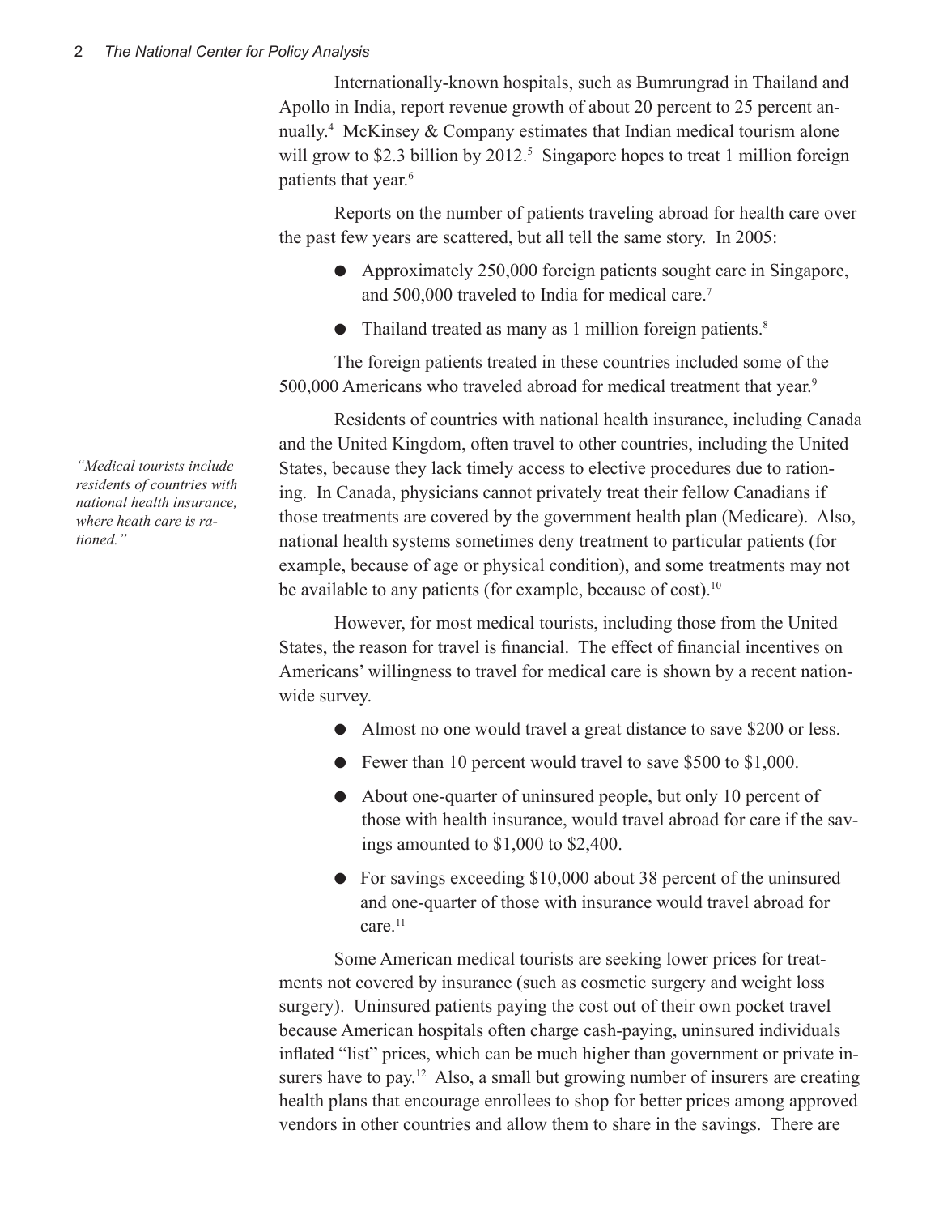Internationally-known hospitals, such as Bumrungrad in Thailand and Apollo in India, report revenue growth of about 20 percent to 25 percent annually.[4] McKinsey & Company estimates that Indian medical tourism alone will grow to $2.3 billion by 2012.[5] Singapore hopes to treat 1 million foreign patients that year.[6]

Reports on the number of patients traveling abroad for health care over the past few years are scattered, but all tell the same story. In 2005:

- Approximately 250,000 foreign patients sought care in Singapore, and 500,000 traveled to India for medical care.[7]
- Thailand treated as many as 1 million foreign patients.[8]

The foreign patients treated in these countries included some of the 500,000 Americans who traveled abroad for medical treatment that year.[9]

*"Medical tourists include residents of countries with national health insurance, where heath care is rationed."*

Residents of countries with national health insurance, including Canada and the United Kingdom, often travel to other countries, including the United States, because they lack timely access to elective procedures due to rationing. In Canada, physicians cannot privately treat their fellow Canadians if those treatments are covered by the government health plan (Medicare). Also, national health systems sometimes deny treatment to particular patients (for example, because of age or physical condition), and some treatments may not be available to any patients (for example, because of cost).[10]

However, for most medical tourists, including those from the United States, the reason for travel is financial. The effect of financial incentives on Americans' willingness to travel for medical care is shown by a recent nationwide survey.

- Almost no one would travel a great distance to save $200 or less.
- Fewer than 10 percent would travel to save $500 to $1,000.
- About one-quarter of uninsured people, but only 10 percent of those with health insurance, would travel abroad for care if the savings amounted to $1,000 to $2,400.
- For savings exceeding $10,000 about 38 percent of the uninsured and one-quarter of those with insurance would travel abroad for care.[11]

Some American medical tourists are seeking lower prices for treatments not covered by insurance (such as cosmetic surgery and weight loss surgery). Uninsured patients paying the cost out of their own pocket travel because American hospitals often charge cash-paying, uninsured individuals inflated "list" prices, which can be much higher than government or private insurers have to pay.[12] Also, a small but growing number of insurers are creating health plans that encourage enrollees to shop for better prices among approved vendors in other countries and allow them to share in the savings. There are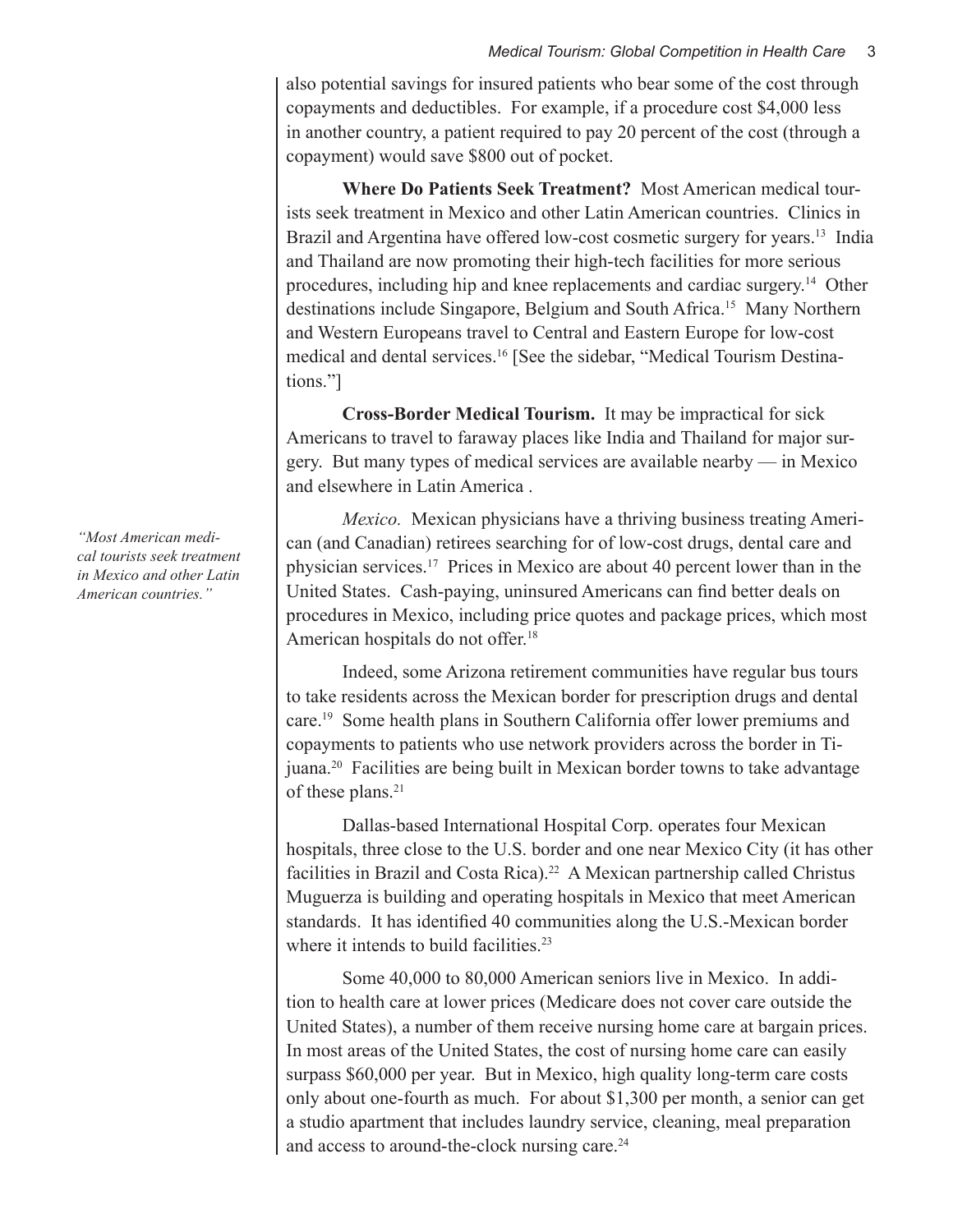also potential savings for insured patients who bear some of the cost through copayments and deductibles. For example, if a procedure cost $4,000 less in another country, a patient required to pay 20 percent of the cost (through a copayment) would save $800 out of pocket.

**Where Do Patients Seek Treatment?** Most American medical tourists seek treatment in Mexico and other Latin American countries. Clinics in Brazil and Argentina have offered low-cost cosmetic surgery for years.[13] India and Thailand are now promoting their high-tech facilities for more serious procedures, including hip and knee replacements and cardiac surgery.[14] Other destinations include Singapore, Belgium and South Africa.[15] Many Northern and Western Europeans travel to Central and Eastern Europe for low-cost medical and dental services.[16] [See the sidebar, "Medical Tourism Destinations."]

**Cross-Border Medical Tourism.** It may be impractical for sick Americans to travel to faraway places like India and Thailand for major surgery. But many types of medical services are available nearby — in Mexico and elsewhere in Latin America .

*"Most American medical tourists seek treatment in Mexico and other Latin American countries."*

*Mexico.* Mexican physicians have a thriving business treating American (and Canadian) retirees searching for of low-cost drugs, dental care and physician services.[17] Prices in Mexico are about 40 percent lower than in the United States. Cash-paying, uninsured Americans can find better deals on procedures in Mexico, including price quotes and package prices, which most American hospitals do not offer.[18]

Indeed, some Arizona retirement communities have regular bus tours to take residents across the Mexican border for prescription drugs and dental care.[19] Some health plans in Southern California offer lower premiums and copayments to patients who use network providers across the border in Tijuana.[20] Facilities are being built in Mexican border towns to take advantage of these plans.[21]

Dallas-based International Hospital Corp. operates four Mexican hospitals, three close to the U.S. border and one near Mexico City (it has other facilities in Brazil and Costa Rica).[22] A Mexican partnership called Christus Muguerza is building and operating hospitals in Mexico that meet American standards. It has identified 40 communities along the U.S.-Mexican border where it intends to build facilities.[23]

Some 40,000 to 80,000 American seniors live in Mexico. In addition to health care at lower prices (Medicare does not cover care outside the United States), a number of them receive nursing home care at bargain prices. In most areas of the United States, the cost of nursing home care can easily surpass $60,000 per year. But in Mexico, high quality long-term care costs only about one-fourth as much. For about $1,300 per month, a senior can get a studio apartment that includes laundry service, cleaning, meal preparation and access to around-the-clock nursing care.[24]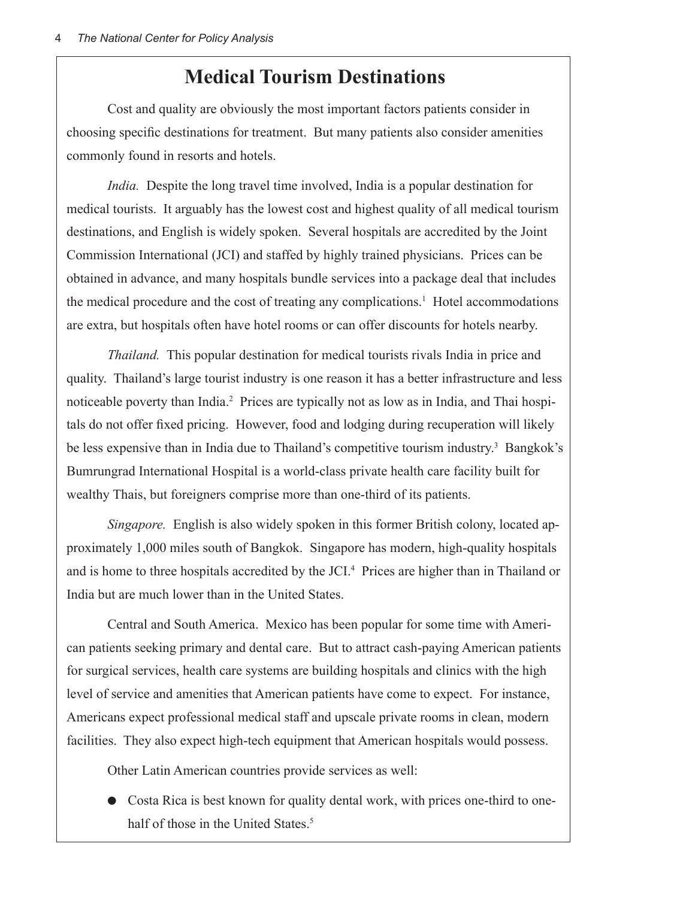# Medical Tourism Destinations

Cost and quality are obviously the most important factors patients consider in choosing specific destinations for treatment. But many patients also consider amenities commonly found in resorts and hotels.

*India.* Despite the long travel time involved, India is a popular destination for medical tourists. It arguably has the lowest cost and highest quality of all medical tourism destinations, and English is widely spoken. Several hospitals are accredited by the Joint Commission International (JCI) and staffed by highly trained physicians. Prices can be obtained in advance, and many hospitals bundle services into a package deal that includes the medical procedure and the cost of treating any complications.[1] Hotel accommodations are extra, but hospitals often have hotel rooms or can offer discounts for hotels nearby.

*Thailand.* This popular destination for medical tourists rivals India in price and quality. Thailand's large tourist industry is one reason it has a better infrastructure and less noticeable poverty than India.[2] Prices are typically not as low as in India, and Thai hospitals do not offer fixed pricing. However, food and lodging during recuperation will likely be less expensive than in India due to Thailand's competitive tourism industry.[3] Bangkok's Bumrungrad International Hospital is a world-class private health care facility built for wealthy Thais, but foreigners comprise more than one-third of its patients.

*Singapore.* English is also widely spoken in this former British colony, located approximately 1,000 miles south of Bangkok. Singapore has modern, high-quality hospitals and is home to three hospitals accredited by the JCI.[4] Prices are higher than in Thailand or India but are much lower than in the United States.

Central and South America. Mexico has been popular for some time with American patients seeking primary and dental care. But to attract cash-paying American patients for surgical services, health care systems are building hospitals and clinics with the high level of service and amenities that American patients have come to expect. For instance, Americans expect professional medical staff and upscale private rooms in clean, modern facilities. They also expect high-tech equipment that American hospitals would possess.

Other Latin American countries provide services as well:

- Costa Rica is best known for quality dental work, with prices one-third to one-half of those in the United States.[5]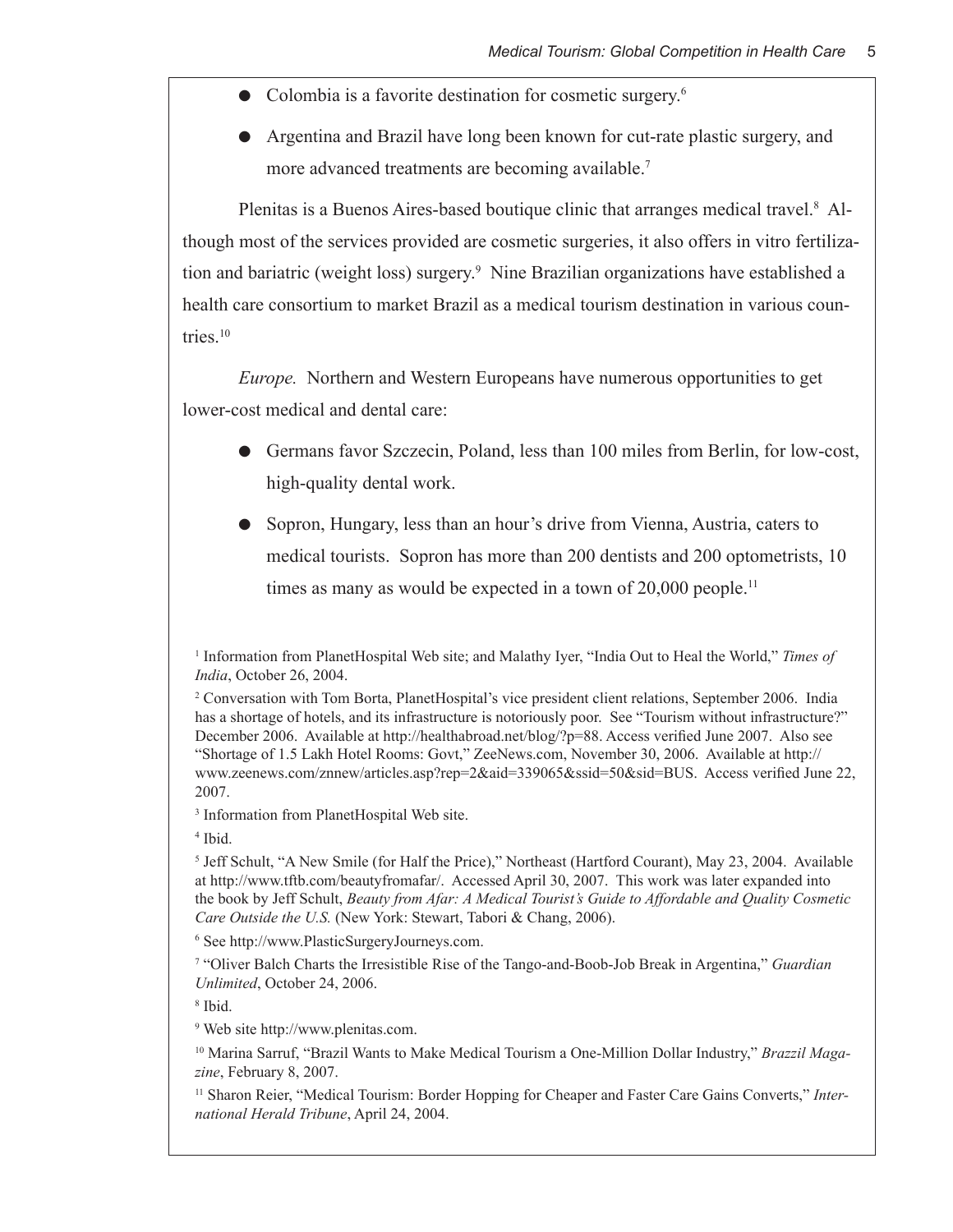- Colombia is a favorite destination for cosmetic surgery.[6]
- Argentina and Brazil have long been known for cut-rate plastic surgery, and more advanced treatments are becoming available.[7]

Plenitas is a Buenos Aires-based boutique clinic that arranges medical travel.[8] Although most of the services provided are cosmetic surgeries, it also offers in vitro fertilization and bariatric (weight loss) surgery.[9] Nine Brazilian organizations have established a health care consortium to market Brazil as a medical tourism destination in various countries.[10]

*Europe.* Northern and Western Europeans have numerous opportunities to get lower-cost medical and dental care:

- Germans favor Szczecin, Poland, less than 100 miles from Berlin, for low-cost, high-quality dental work.
- Sopron, Hungary, less than an hour's drive from Vienna, Austria, caters to medical tourists. Sopron has more than 200 dentists and 200 optometrists, 10 times as many as would be expected in a town of 20,000 people.[11]

[1] Information from PlanetHospital Web site; and Malathy Iyer, "India Out to Heal the World," *Times of India*, October 26, 2004.

[2] Conversation with Tom Borta, PlanetHospital's vice president client relations, September 2006. India has a shortage of hotels, and its infrastructure is notoriously poor. See "Tourism without infrastructure?" December 2006. Available at http://healthabroad.net/blog/?p=88. Access verified June 2007. Also see "Shortage of 1.5 Lakh Hotel Rooms: Govt," ZeeNews.com, November 30, 2006. Available at http://www.zeenews.com/znnew/articles.asp?rep=2&aid=339065&ssid=50&sid=BUS. Access verified June 22, 2007.

[3] Information from PlanetHospital Web site.

[4] Ibid.

[5] Jeff Schult, "A New Smile (for Half the Price)," Northeast (Hartford Courant), May 23, 2004. Available at http://www.tftb.com/beautyfromafar/. Accessed April 30, 2007. This work was later expanded into the book by Jeff Schult, *Beauty from Afar: A Medical Tourist's Guide to Affordable and Quality Cosmetic Care Outside the U.S.* (New York: Stewart, Tabori & Chang, 2006).

[6] See http://www.PlasticSurgeryJourneys.com.

[7] "Oliver Balch Charts the Irresistible Rise of the Tango-and-Boob-Job Break in Argentina," *Guardian Unlimited*, October 24, 2006.

[8] Ibid.

[9] Web site http://www.plenitas.com.

[10] Marina Sarruf, "Brazil Wants to Make Medical Tourism a One-Million Dollar Industry," *Brazzil Magazine*, February 8, 2007.

[11] Sharon Reier, "Medical Tourism: Border Hopping for Cheaper and Faster Care Gains Converts," *International Herald Tribune*, April 24, 2004.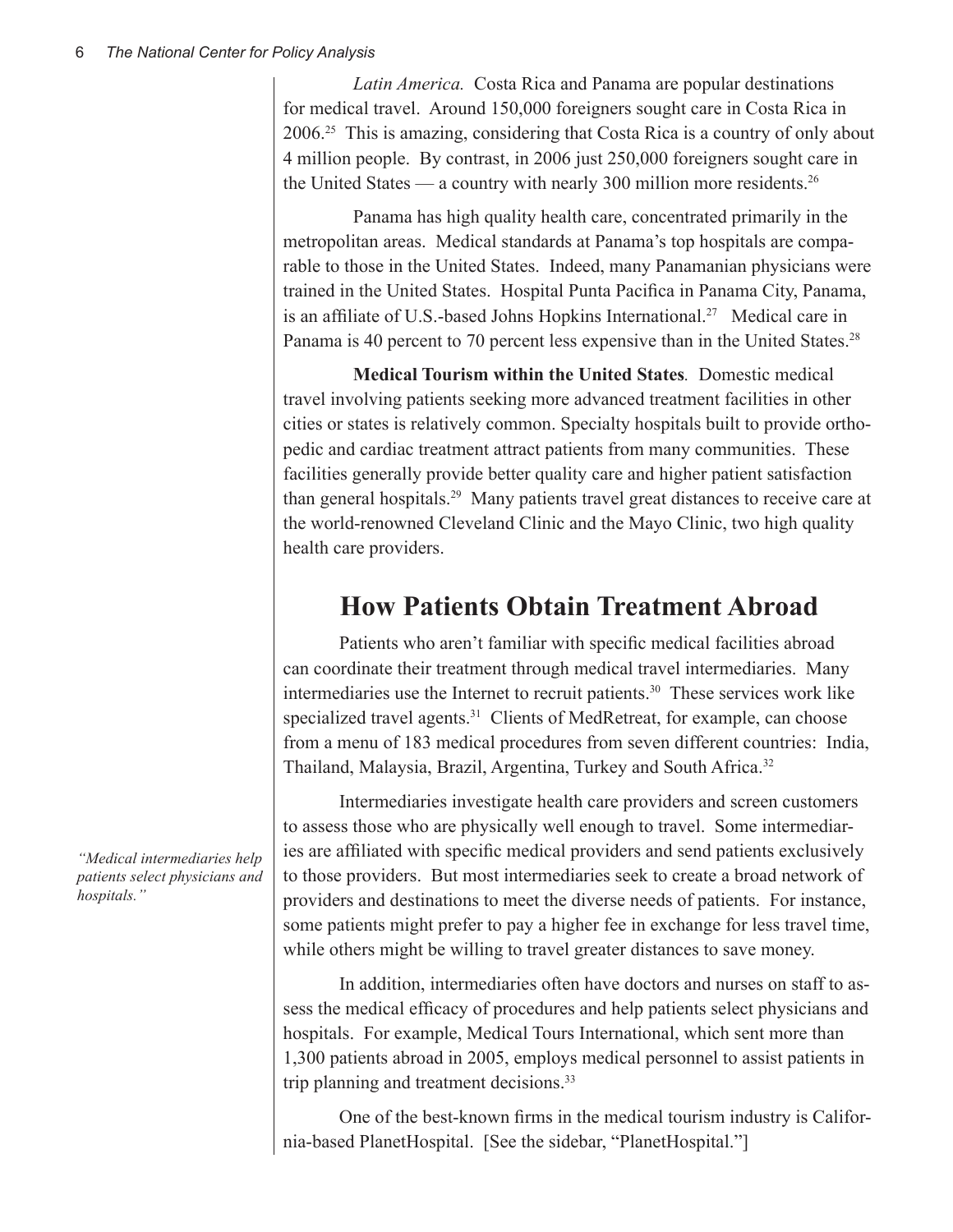*Latin America.* Costa Rica and Panama are popular destinations for medical travel. Around 150,000 foreigners sought care in Costa Rica in 2006.[25] This is amazing, considering that Costa Rica is a country of only about 4 million people. By contrast, in 2006 just 250,000 foreigners sought care in the United States — a country with nearly 300 million more residents.[26]

Panama has high quality health care, concentrated primarily in the metropolitan areas. Medical standards at Panama's top hospitals are comparable to those in the United States. Indeed, many Panamanian physicians were trained in the United States. Hospital Punta Pacifica in Panama City, Panama, is an affiliate of U.S.-based Johns Hopkins International.[27] Medical care in Panama is 40 percent to 70 percent less expensive than in the United States.[28]

**Medical Tourism within the United States***.* Domestic medical travel involving patients seeking more advanced treatment facilities in other cities or states is relatively common. Specialty hospitals built to provide orthopedic and cardiac treatment attract patients from many communities. These facilities generally provide better quality care and higher patient satisfaction than general hospitals.[29] Many patients travel great distances to receive care at the world-renowned Cleveland Clinic and the Mayo Clinic, two high quality health care providers.

## How Patients Obtain Treatment Abroad

Patients who aren't familiar with specific medical facilities abroad can coordinate their treatment through medical travel intermediaries. Many intermediaries use the Internet to recruit patients.[30] These services work like specialized travel agents.[31] Clients of MedRetreat, for example, can choose from a menu of 183 medical procedures from seven different countries: India, Thailand, Malaysia, Brazil, Argentina, Turkey and South Africa.[32]

*"Medical intermediaries help patients select physicians and hospitals."*

Intermediaries investigate health care providers and screen customers to assess those who are physically well enough to travel. Some intermediaries are affiliated with specific medical providers and send patients exclusively to those providers. But most intermediaries seek to create a broad network of providers and destinations to meet the diverse needs of patients. For instance, some patients might prefer to pay a higher fee in exchange for less travel time, while others might be willing to travel greater distances to save money.

In addition, intermediaries often have doctors and nurses on staff to assess the medical efficacy of procedures and help patients select physicians and hospitals. For example, Medical Tours International, which sent more than 1,300 patients abroad in 2005, employs medical personnel to assist patients in trip planning and treatment decisions.[33]

One of the best-known firms in the medical tourism industry is California-based PlanetHospital. [See the sidebar, "PlanetHospital."]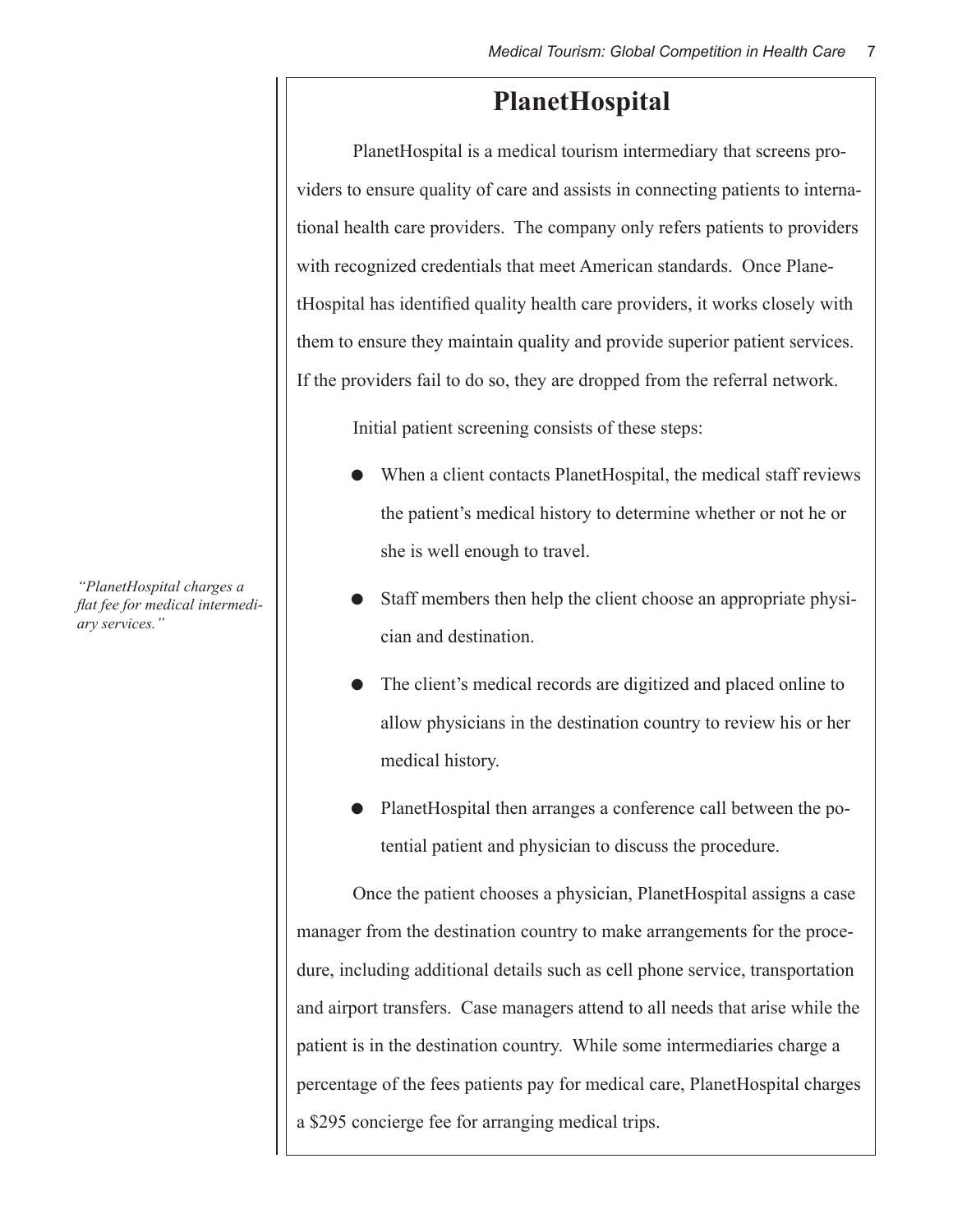*"PlanetHospital charges a flat fee for medical intermediary services."*

## PlanetHospital

PlanetHospital is a medical tourism intermediary that screens providers to ensure quality of care and assists in connecting patients to international health care providers. The company only refers patients to providers with recognized credentials that meet American standards. Once PlanetHospital has identified quality health care providers, it works closely with them to ensure they maintain quality and provide superior patient services. If the providers fail to do so, they are dropped from the referral network.

Initial patient screening consists of these steps:

- When a client contacts PlanetHospital, the medical staff reviews the patient's medical history to determine whether or not he or she is well enough to travel.
- Staff members then help the client choose an appropriate physician and destination.
- The client's medical records are digitized and placed online to allow physicians in the destination country to review his or her medical history.
- PlanetHospital then arranges a conference call between the potential patient and physician to discuss the procedure.

Once the patient chooses a physician, PlanetHospital assigns a case manager from the destination country to make arrangements for the procedure, including additional details such as cell phone service, transportation and airport transfers. Case managers attend to all needs that arise while the patient is in the destination country. While some intermediaries charge a percentage of the fees patients pay for medical care, PlanetHospital charges a $295 concierge fee for arranging medical trips.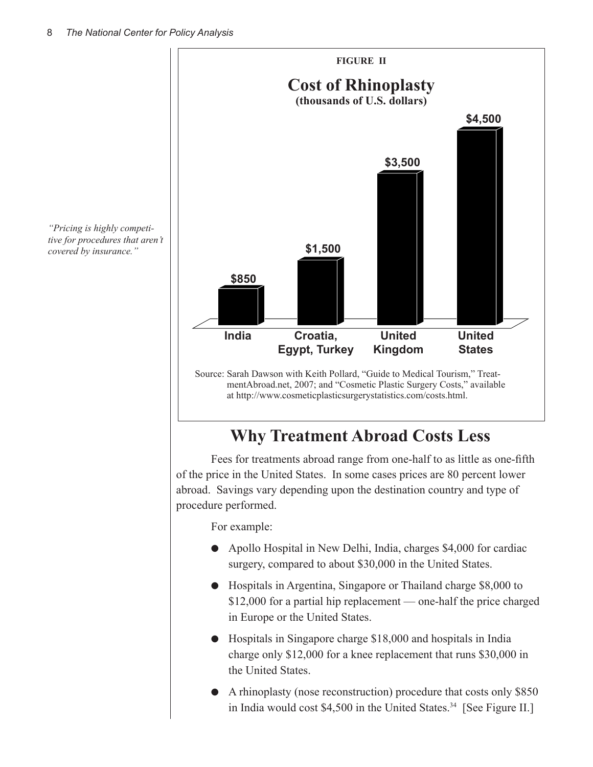*"Pricing is highly competitive for procedures that aren't covered by insurance."*

**FIGURE II**

**Cost of Rhinoplasty**
**(thousands of U.S. dollars)**

| Country | Cost |
|---|---|
| India | $850 |
| Croatia, Egypt, Turkey | $1,500 |
| United Kingdom | $3,500 |
| United States | $4,500 |

Source: Sarah Dawson with Keith Pollard, "Guide to Medical Tourism," TreatmentAbroad.net, 2007; and "Cosmetic Plastic Surgery Costs," available at http://www.cosmeticplasticsurgerystatistics.com/costs.html.

## Why Treatment Abroad Costs Less

Fees for treatments abroad range from one-half to as little as one-fifth of the price in the United States. In some cases prices are 80 percent lower abroad. Savings vary depending upon the destination country and type of procedure performed.

For example:

- Apollo Hospital in New Delhi, India, charges $4,000 for cardiac surgery, compared to about $30,000 in the United States.
- Hospitals in Argentina, Singapore or Thailand charge $8,000 to $12,000 for a partial hip replacement — one-half the price charged in Europe or the United States.
- Hospitals in Singapore charge $18,000 and hospitals in India charge only $12,000 for a knee replacement that runs $30,000 in the United States.
- A rhinoplasty (nose reconstruction) procedure that costs only $850 in India would cost $4,500 in the United States.[34] [See Figure II.]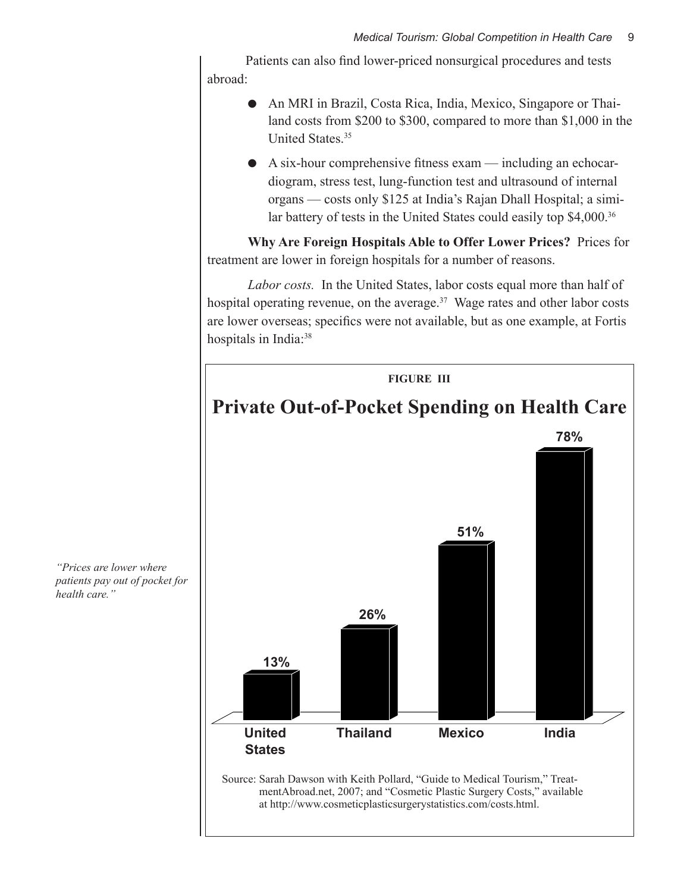Patients can also find lower-priced nonsurgical procedures and tests abroad:

- An MRI in Brazil, Costa Rica, India, Mexico, Singapore or Thailand costs from \$200 to \$300, compared to more than \$1,000 in the United States.[35]
- A six-hour comprehensive fitness exam — including an echocardiogram, stress test, lung-function test and ultrasound of internal organs — costs only \$125 at India's Rajan Dhall Hospital; a similar battery of tests in the United States could easily top \$4,000.[36]

**Why Are Foreign Hospitals Able to Offer Lower Prices?** Prices for treatment are lower in foreign hospitals for a number of reasons.

*Labor costs.* In the United States, labor costs equal more than half of hospital operating revenue, on the average.[37] Wage rates and other labor costs are lower overseas; specifics were not available, but as one example, at Fortis hospitals in India:[38]

*"Prices are lower where patients pay out of pocket for health care."*

**FIGURE III**

**Private Out-of-Pocket Spending on Health Care**

| Country | Private Out-of-Pocket Spending |
|---|---|
| United States | 13% |
| Thailand | 26% |
| Mexico | 51% |
| India | 78% |

Source: Sarah Dawson with Keith Pollard, "Guide to Medical Tourism," TreatmentAbroad.net, 2007; and "Cosmetic Plastic Surgery Costs," available at http://www.cosmeticplasticsurgerystatistics.com/costs.html.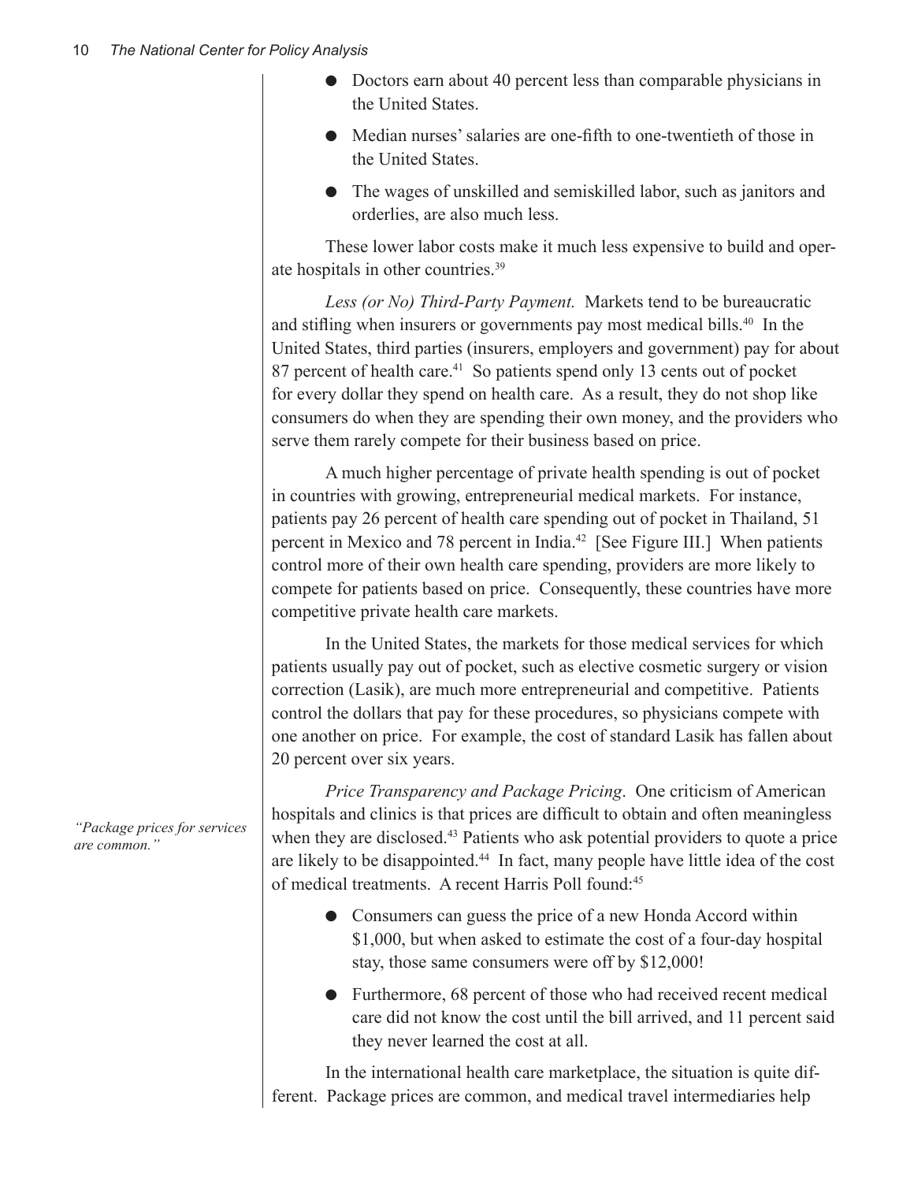- Doctors earn about 40 percent less than comparable physicians in the United States.
- Median nurses' salaries are one-fifth to one-twentieth of those in the United States.
- The wages of unskilled and semiskilled labor, such as janitors and orderlies, are also much less.

These lower labor costs make it much less expensive to build and operate hospitals in other countries.[39]

*Less (or No) Third-Party Payment.* Markets tend to be bureaucratic and stifling when insurers or governments pay most medical bills.[40] In the United States, third parties (insurers, employers and government) pay for about 87 percent of health care.[41] So patients spend only 13 cents out of pocket for every dollar they spend on health care. As a result, they do not shop like consumers do when they are spending their own money, and the providers who serve them rarely compete for their business based on price.

A much higher percentage of private health spending is out of pocket in countries with growing, entrepreneurial medical markets. For instance, patients pay 26 percent of health care spending out of pocket in Thailand, 51 percent in Mexico and 78 percent in India.[42] [See Figure III.] When patients control more of their own health care spending, providers are more likely to compete for patients based on price. Consequently, these countries have more competitive private health care markets.

In the United States, the markets for those medical services for which patients usually pay out of pocket, such as elective cosmetic surgery or vision correction (Lasik), are much more entrepreneurial and competitive. Patients control the dollars that pay for these procedures, so physicians compete with one another on price. For example, the cost of standard Lasik has fallen about 20 percent over six years.

*"Package prices for services are common."*

*Price Transparency and Package Pricing*. One criticism of American hospitals and clinics is that prices are difficult to obtain and often meaningless when they are disclosed.[43] Patients who ask potential providers to quote a price are likely to be disappointed.[44] In fact, many people have little idea of the cost of medical treatments. A recent Harris Poll found:[45]

- Consumers can guess the price of a new Honda Accord within $1,000, but when asked to estimate the cost of a four-day hospital stay, those same consumers were off by $12,000!
- Furthermore, 68 percent of those who had received recent medical care did not know the cost until the bill arrived, and 11 percent said they never learned the cost at all.

In the international health care marketplace, the situation is quite different. Package prices are common, and medical travel intermediaries help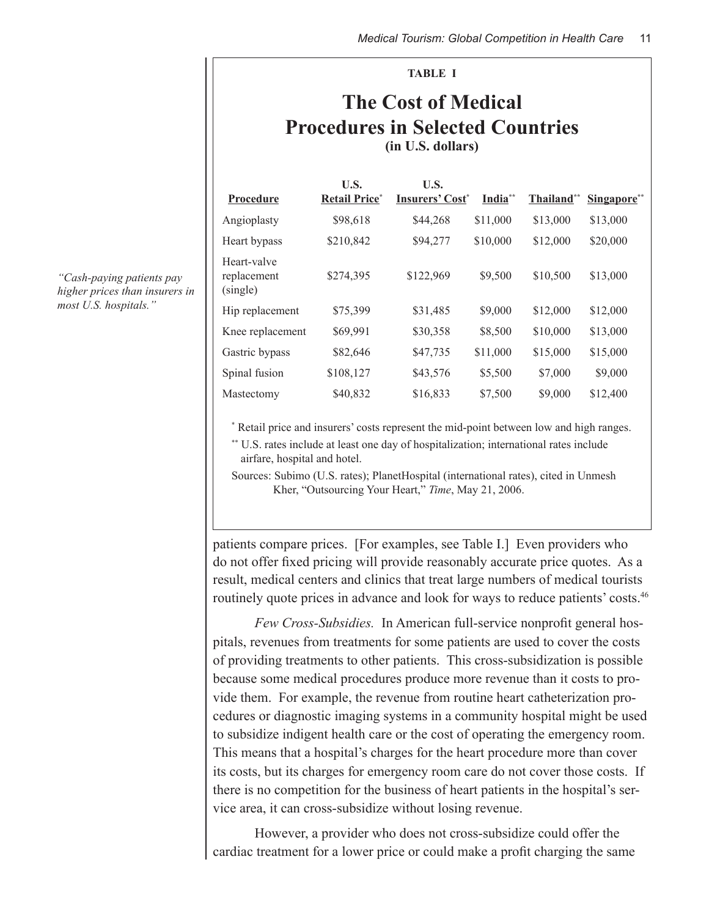**TABLE I**

## The Cost of Medical Procedures in Selected Countries
**(in U.S. dollars)**

| Procedure | U.S. Retail Price* | U.S. Insurers' Cost* | India** | Thailand** | Singapore** |
|---|---|---|---|---|---|
| Angioplasty | $98,618 | $44,268 | $11,000 | $13,000 | $13,000 |
| Heart bypass | $210,842 | $94,277 | $10,000 | $12,000 | $20,000 |
| Heart-valve replacement (single) | $274,395 | $122,969 | $9,500 | $10,500 | $13,000 |
| Hip replacement | $75,399 | $31,485 | $9,000 | $12,000 | $12,000 |
| Knee replacement | $69,991 | $30,358 | $8,500 | $10,000 | $13,000 |
| Gastric bypass | $82,646 | $47,735 | $11,000 | $15,000 | $15,000 |
| Spinal fusion | $108,127 | $43,576 | $5,500 | $7,000 | $9,000 |
| Mastectomy | $40,832 | $16,833 | $7,500 | $9,000 | $12,400 |

* Retail price and insurers' costs represent the mid-point between low and high ranges.

** U.S. rates include at least one day of hospitalization; international rates include airfare, hospital and hotel.

Sources: Subimo (U.S. rates); PlanetHospital (international rates), cited in Unmesh Kher, "Outsourcing Your Heart," *Time*, May 21, 2006.

*"Cash-paying patients pay higher prices than insurers in most U.S. hospitals."*

patients compare prices. [For examples, see Table I.] Even providers who do not offer fixed pricing will provide reasonably accurate price quotes. As a result, medical centers and clinics that treat large numbers of medical tourists routinely quote prices in advance and look for ways to reduce patients' costs.[46]

*Few Cross-Subsidies.* In American full-service nonprofit general hospitals, revenues from treatments for some patients are used to cover the costs of providing treatments to other patients. This cross-subsidization is possible because some medical procedures produce more revenue than it costs to provide them. For example, the revenue from routine heart catheterization procedures or diagnostic imaging systems in a community hospital might be used to subsidize indigent health care or the cost of operating the emergency room. This means that a hospital's charges for the heart procedure more than cover its costs, but its charges for emergency room care do not cover those costs. If there is no competition for the business of heart patients in the hospital's service area, it can cross-subsidize without losing revenue.

However, a provider who does not cross-subsidize could offer the cardiac treatment for a lower price or could make a profit charging the same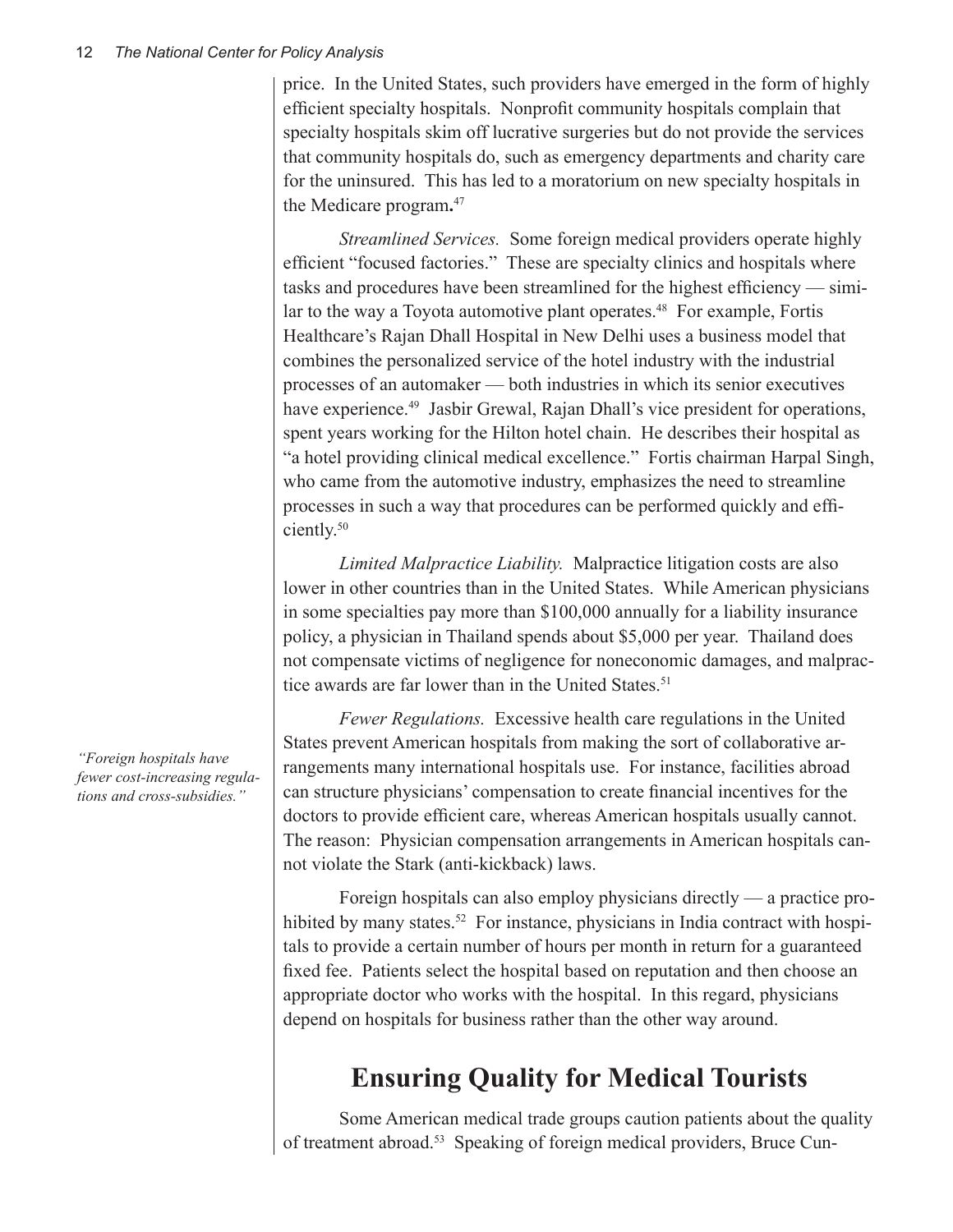price. In the United States, such providers have emerged in the form of highly efficient specialty hospitals. Nonprofit community hospitals complain that specialty hospitals skim off lucrative surgeries but do not provide the services that community hospitals do, such as emergency departments and charity care for the uninsured. This has led to a moratorium on new specialty hospitals in the Medicare program.[47]

*Streamlined Services.* Some foreign medical providers operate highly efficient "focused factories." These are specialty clinics and hospitals where tasks and procedures have been streamlined for the highest efficiency — similar to the way a Toyota automotive plant operates.[48] For example, Fortis Healthcare's Rajan Dhall Hospital in New Delhi uses a business model that combines the personalized service of the hotel industry with the industrial processes of an automaker — both industries in which its senior executives have experience.[49] Jasbir Grewal, Rajan Dhall's vice president for operations, spent years working for the Hilton hotel chain. He describes their hospital as "a hotel providing clinical medical excellence." Fortis chairman Harpal Singh, who came from the automotive industry, emphasizes the need to streamline processes in such a way that procedures can be performed quickly and efficiently.[50]

*Limited Malpractice Liability.* Malpractice litigation costs are also lower in other countries than in the United States. While American physicians in some specialties pay more than $100,000 annually for a liability insurance policy, a physician in Thailand spends about $5,000 per year. Thailand does not compensate victims of negligence for noneconomic damages, and malpractice awards are far lower than in the United States.[51]

*"Foreign hospitals have fewer cost-increasing regulations and cross-subsidies."*

*Fewer Regulations.* Excessive health care regulations in the United States prevent American hospitals from making the sort of collaborative arrangements many international hospitals use. For instance, facilities abroad can structure physicians' compensation to create financial incentives for the doctors to provide efficient care, whereas American hospitals usually cannot. The reason: Physician compensation arrangements in American hospitals cannot violate the Stark (anti-kickback) laws.

Foreign hospitals can also employ physicians directly — a practice prohibited by many states.[52] For instance, physicians in India contract with hospitals to provide a certain number of hours per month in return for a guaranteed fixed fee. Patients select the hospital based on reputation and then choose an appropriate doctor who works with the hospital. In this regard, physicians depend on hospitals for business rather than the other way around.

## Ensuring Quality for Medical Tourists

Some American medical trade groups caution patients about the quality of treatment abroad.[53] Speaking of foreign medical providers, Bruce Cun-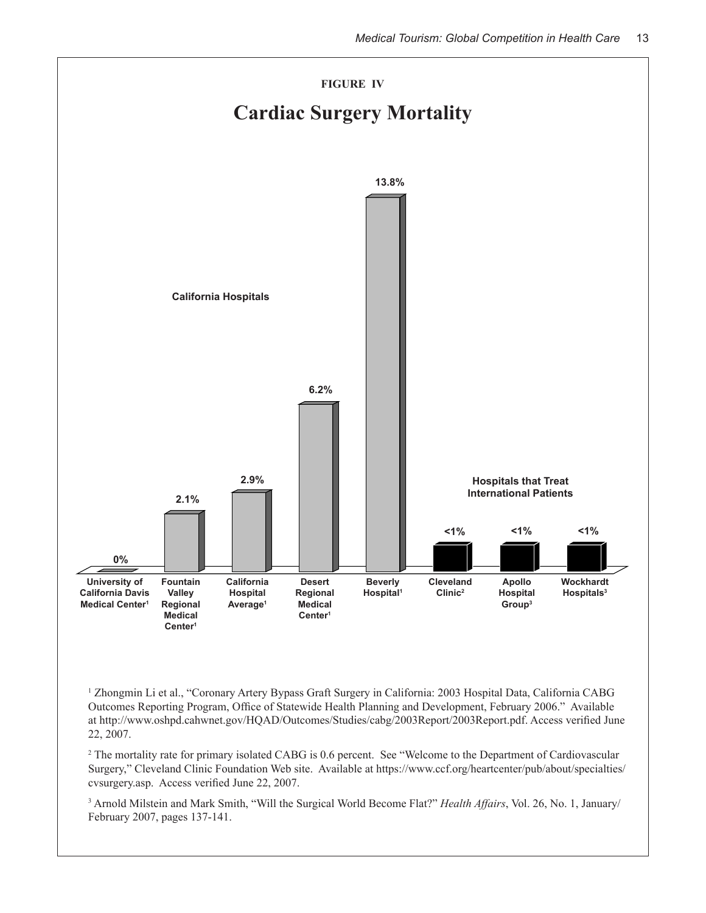**FIGURE IV**

## Cardiac Surgery Mortality

California Hospitals

| Hospital | Mortality |
|---|---|
| University of California Davis Medical Center[1] | 0% |
| Fountain Valley Regional Medical Center[1] | 2.1% |
| California Hospital Average[1] | 2.9% |
| Desert Regional Medical Center[1] | 6.2% |
| Beverly Hospital[1] | 13.8% |

Hospitals that Treat International Patients

| Hospital | Mortality |
|---|---|
| Cleveland Clinic[2] | <1% |
| Apollo Hospital Group[3] | <1% |
| Wockhardt Hospitals[3] | <1% |

[1] Zhongmin Li et al., "Coronary Artery Bypass Graft Surgery in California: 2003 Hospital Data, California CABG Outcomes Reporting Program, Office of Statewide Health Planning and Development, February 2006." Available at http://www.oshpd.cahwnet.gov/HQAD/Outcomes/Studies/cabg/2003Report/2003Report.pdf. Access verified June 22, 2007.

[2] The mortality rate for primary isolated CABG is 0.6 percent. See "Welcome to the Department of Cardiovascular Surgery," Cleveland Clinic Foundation Web site. Available at https://www.ccf.org/heartcenter/pub/about/specialties/cvsurgery.asp. Access verified June 22, 2007.

[3] Arnold Milstein and Mark Smith, "Will the Surgical World Become Flat?" *Health Affairs*, Vol. 26, No. 1, January/February 2007, pages 137-141.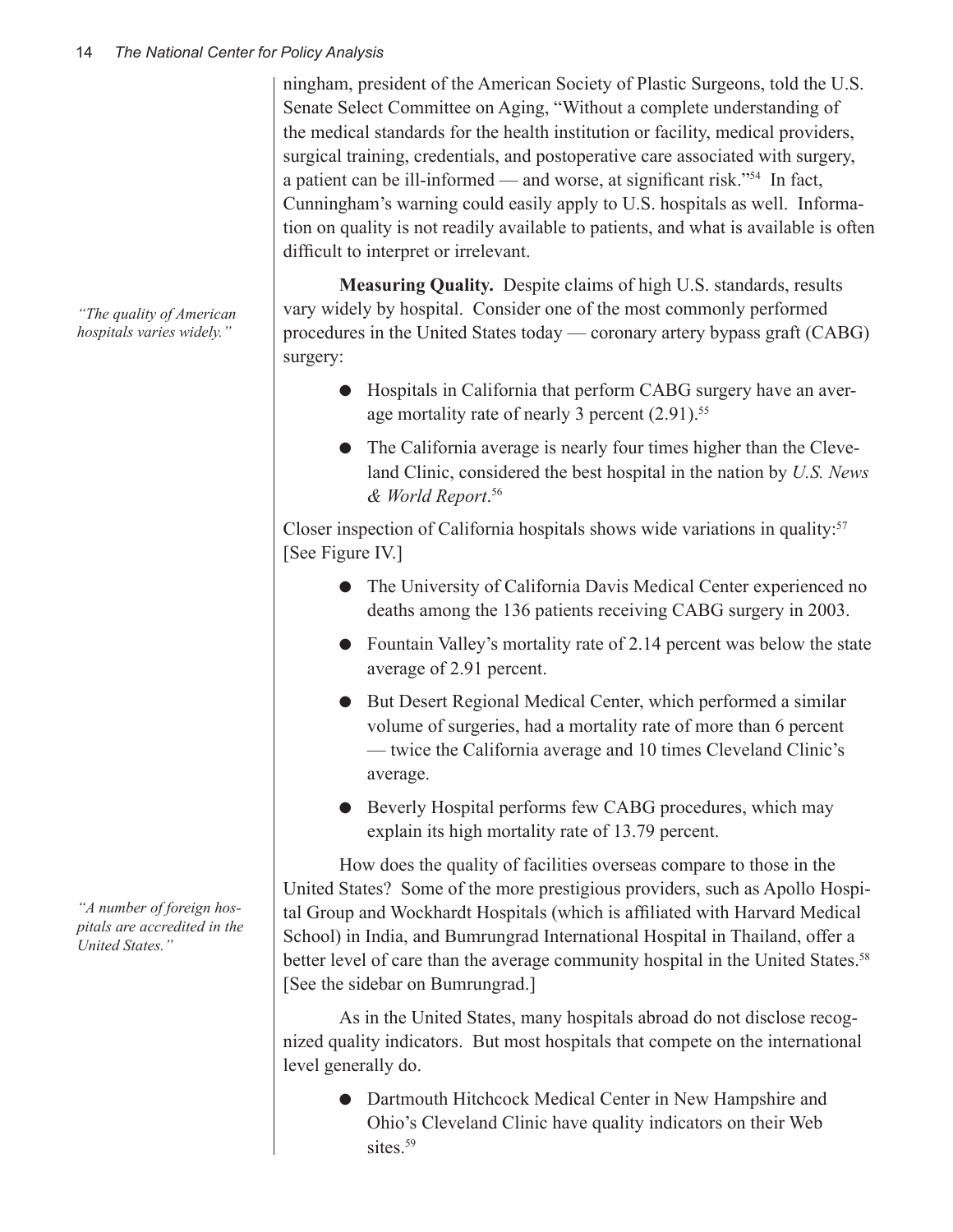ningham, president of the American Society of Plastic Surgeons, told the U.S. Senate Select Committee on Aging, "Without a complete understanding of the medical standards for the health institution or facility, medical providers, surgical training, credentials, and postoperative care associated with surgery, a patient can be ill-informed — and worse, at significant risk."[54] In fact, Cunningham's warning could easily apply to U.S. hospitals as well. Information on quality is not readily available to patients, and what is available is often difficult to interpret or irrelevant.

*"The quality of American hospitals varies widely."*

**Measuring Quality.** Despite claims of high U.S. standards, results vary widely by hospital. Consider one of the most commonly performed procedures in the United States today — coronary artery bypass graft (CABG) surgery:

- Hospitals in California that perform CABG surgery have an average mortality rate of nearly 3 percent (2.91).[55]
- The California average is nearly four times higher than the Cleveland Clinic, considered the best hospital in the nation by *U.S. News & World Report*.[56]

Closer inspection of California hospitals shows wide variations in quality:[57] [See Figure IV.]

- The University of California Davis Medical Center experienced no deaths among the 136 patients receiving CABG surgery in 2003.
- Fountain Valley's mortality rate of 2.14 percent was below the state average of 2.91 percent.
- But Desert Regional Medical Center, which performed a similar volume of surgeries, had a mortality rate of more than 6 percent — twice the California average and 10 times Cleveland Clinic's average.
- Beverly Hospital performs few CABG procedures, which may explain its high mortality rate of 13.79 percent.

How does the quality of facilities overseas compare to those in the United States? Some of the more prestigious providers, such as Apollo Hospital Group and Wockhardt Hospitals (which is affiliated with Harvard Medical School) in India, and Bumrungrad International Hospital in Thailand, offer a better level of care than the average community hospital in the United States.[58] [See the sidebar on Bumrungrad.]

*"A number of foreign hospitals are accredited in the United States."*

As in the United States, many hospitals abroad do not disclose recognized quality indicators. But most hospitals that compete on the international level generally do.

- Dartmouth Hitchcock Medical Center in New Hampshire and Ohio's Cleveland Clinic have quality indicators on their Web sites.[59]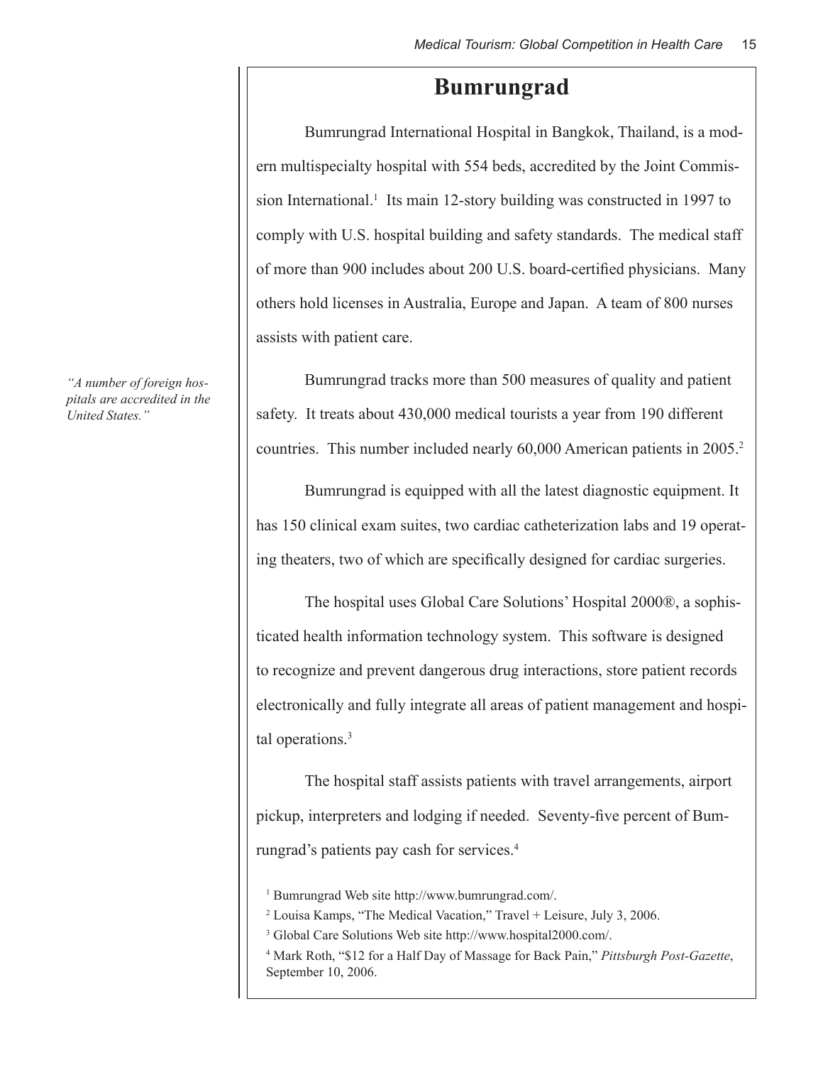## Bumrungrad

Bumrungrad International Hospital in Bangkok, Thailand, is a modern multispecialty hospital with 554 beds, accredited by the Joint Commission International.[1] Its main 12-story building was constructed in 1997 to comply with U.S. hospital building and safety standards. The medical staff of more than 900 includes about 200 U.S. board-certified physicians. Many others hold licenses in Australia, Europe and Japan. A team of 800 nurses assists with patient care.

*"A number of foreign hospitals are accredited in the United States."*

Bumrungrad tracks more than 500 measures of quality and patient safety. It treats about 430,000 medical tourists a year from 190 different countries. This number included nearly 60,000 American patients in 2005.[2]

Bumrungrad is equipped with all the latest diagnostic equipment. It has 150 clinical exam suites, two cardiac catheterization labs and 19 operating theaters, two of which are specifically designed for cardiac surgeries.

The hospital uses Global Care Solutions' Hospital 2000®, a sophisticated health information technology system. This software is designed to recognize and prevent dangerous drug interactions, store patient records electronically and fully integrate all areas of patient management and hospital operations.[3]

The hospital staff assists patients with travel arrangements, airport pickup, interpreters and lodging if needed. Seventy-five percent of Bumrungrad's patients pay cash for services.[4]

[1] Bumrungrad Web site http://www.bumrungrad.com/.

[2] Louisa Kamps, "The Medical Vacation," Travel + Leisure, July 3, 2006.

[3] Global Care Solutions Web site http://www.hospital2000.com/.

[4] Mark Roth, "$12 for a Half Day of Massage for Back Pain," *Pittsburgh Post-Gazette*, September 10, 2006.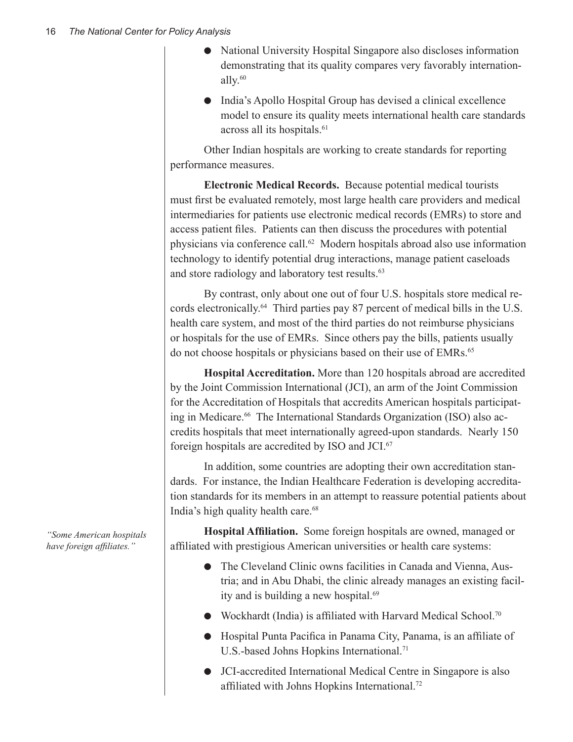- National University Hospital Singapore also discloses information demonstrating that its quality compares very favorably internationally.[60]
- India's Apollo Hospital Group has devised a clinical excellence model to ensure its quality meets international health care standards across all its hospitals.[61]

Other Indian hospitals are working to create standards for reporting performance measures.

**Electronic Medical Records.** Because potential medical tourists must first be evaluated remotely, most large health care providers and medical intermediaries for patients use electronic medical records (EMRs) to store and access patient files. Patients can then discuss the procedures with potential physicians via conference call.[62] Modern hospitals abroad also use information technology to identify potential drug interactions, manage patient caseloads and store radiology and laboratory test results.[63]

By contrast, only about one out of four U.S. hospitals store medical records electronically.[64] Third parties pay 87 percent of medical bills in the U.S. health care system, and most of the third parties do not reimburse physicians or hospitals for the use of EMRs. Since others pay the bills, patients usually do not choose hospitals or physicians based on their use of EMRs.[65]

**Hospital Accreditation.** More than 120 hospitals abroad are accredited by the Joint Commission International (JCI), an arm of the Joint Commission for the Accreditation of Hospitals that accredits American hospitals participating in Medicare.[66] The International Standards Organization (ISO) also accredits hospitals that meet internationally agreed-upon standards. Nearly 150 foreign hospitals are accredited by ISO and JCI.[67]

In addition, some countries are adopting their own accreditation standards. For instance, the Indian Healthcare Federation is developing accreditation standards for its members in an attempt to reassure potential patients about India's high quality health care.[68]

*"Some American hospitals have foreign affiliates."*

**Hospital Affiliation.** Some foreign hospitals are owned, managed or affiliated with prestigious American universities or health care systems:

- The Cleveland Clinic owns facilities in Canada and Vienna, Austria; and in Abu Dhabi, the clinic already manages an existing facility and is building a new hospital.[69]
- Wockhardt (India) is affiliated with Harvard Medical School.[70]
- Hospital Punta Pacifica in Panama City, Panama, is an affiliate of U.S.-based Johns Hopkins International.[71]
- JCI-accredited International Medical Centre in Singapore is also affiliated with Johns Hopkins International.[72]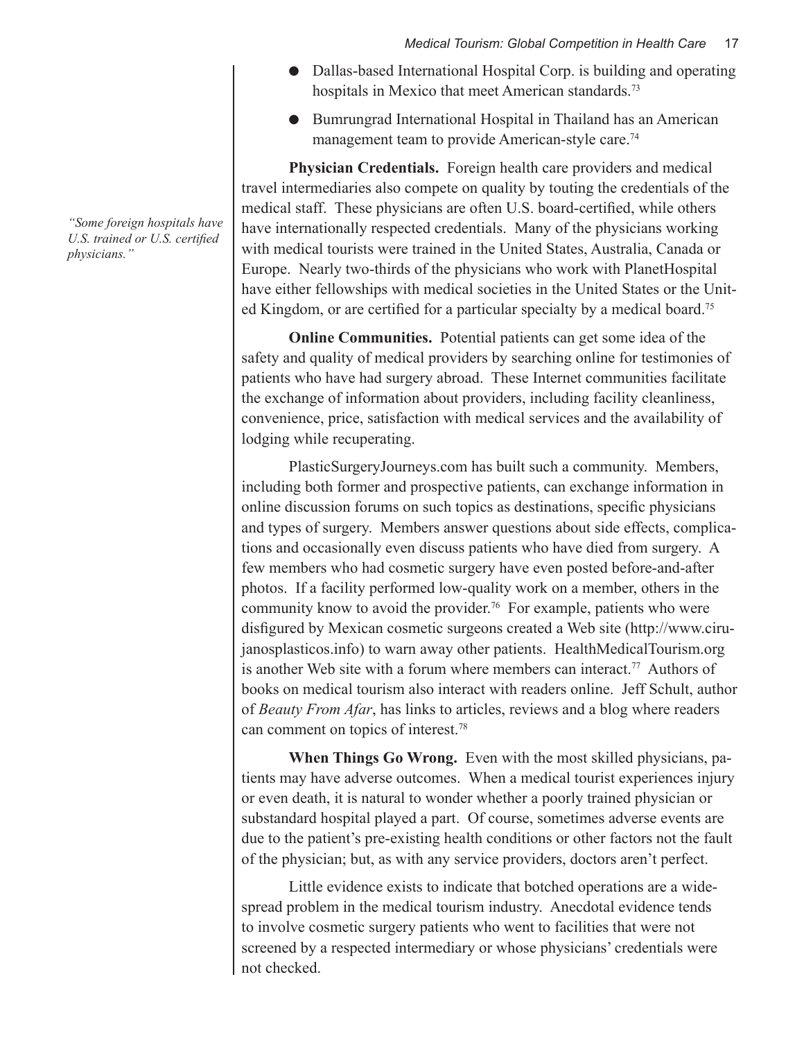- Dallas-based International Hospital Corp. is building and operating hospitals in Mexico that meet American standards.[73]
- Bumrungrad International Hospital in Thailand has an American management team to provide American-style care.[74]

*"Some foreign hospitals have U.S. trained or U.S. certified physicians."*

**Physician Credentials.** Foreign health care providers and medical travel intermediaries also compete on quality by touting the credentials of the medical staff. These physicians are often U.S. board-certified, while others have internationally respected credentials. Many of the physicians working with medical tourists were trained in the United States, Australia, Canada or Europe. Nearly two-thirds of the physicians who work with PlanetHospital have either fellowships with medical societies in the United States or the United Kingdom, or are certified for a particular specialty by a medical board.[75]

**Online Communities.** Potential patients can get some idea of the safety and quality of medical providers by searching online for testimonies of patients who have had surgery abroad. These Internet communities facilitate the exchange of information about providers, including facility cleanliness, convenience, price, satisfaction with medical services and the availability of lodging while recuperating.

PlasticSurgeryJourneys.com has built such a community. Members, including both former and prospective patients, can exchange information in online discussion forums on such topics as destinations, specific physicians and types of surgery. Members answer questions about side effects, complications and occasionally even discuss patients who have died from surgery. A few members who had cosmetic surgery have even posted before-and-after photos. If a facility performed low-quality work on a member, others in the community know to avoid the provider.[76] For example, patients who were disfigured by Mexican cosmetic surgeons created a Web site (http://www.cirujanosplasticos.info) to warn away other patients. HealthMedicalTourism.org is another Web site with a forum where members can interact.[77] Authors of books on medical tourism also interact with readers online. Jeff Schult, author of *Beauty From Afar*, has links to articles, reviews and a blog where readers can comment on topics of interest.[78]

**When Things Go Wrong.** Even with the most skilled physicians, patients may have adverse outcomes. When a medical tourist experiences injury or even death, it is natural to wonder whether a poorly trained physician or substandard hospital played a part. Of course, sometimes adverse events are due to the patient's pre-existing health conditions or other factors not the fault of the physician; but, as with any service providers, doctors aren't perfect.

Little evidence exists to indicate that botched operations are a widespread problem in the medical tourism industry. Anecdotal evidence tends to involve cosmetic surgery patients who went to facilities that were not screened by a respected intermediary or whose physicians' credentials were not checked.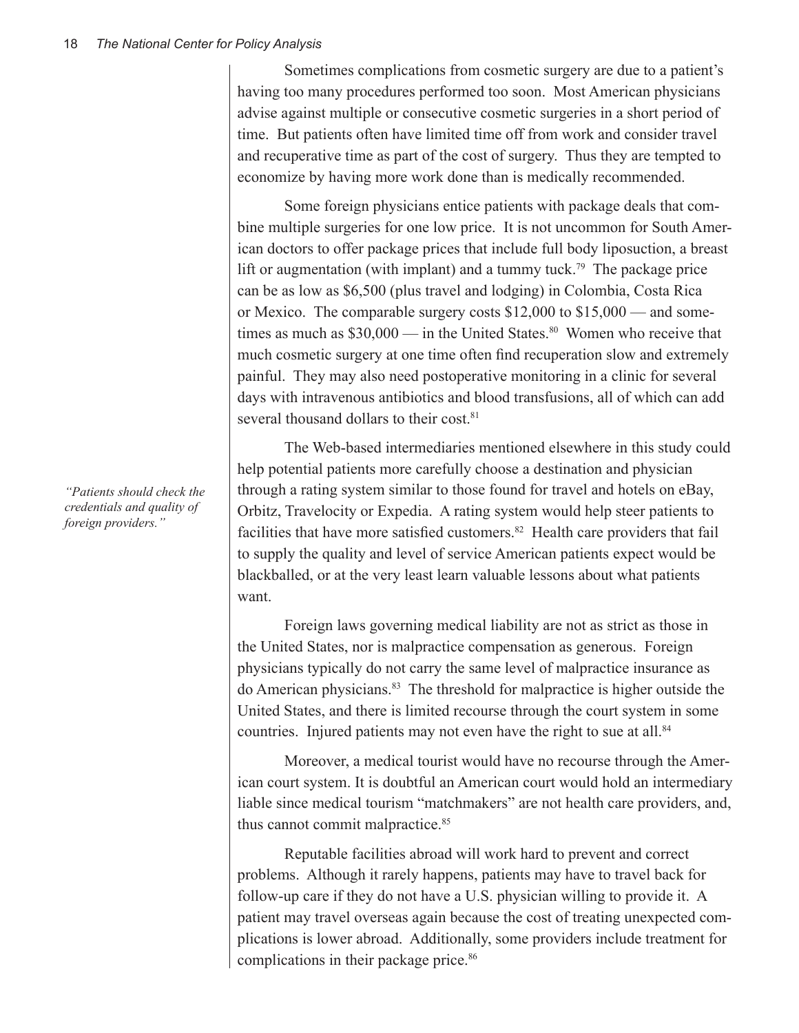Sometimes complications from cosmetic surgery are due to a patient's having too many procedures performed too soon. Most American physicians advise against multiple or consecutive cosmetic surgeries in a short period of time. But patients often have limited time off from work and consider travel and recuperative time as part of the cost of surgery. Thus they are tempted to economize by having more work done than is medically recommended.

Some foreign physicians entice patients with package deals that combine multiple surgeries for one low price. It is not uncommon for South American doctors to offer package prices that include full body liposuction, a breast lift or augmentation (with implant) and a tummy tuck.[79] The package price can be as low as $6,500 (plus travel and lodging) in Colombia, Costa Rica or Mexico. The comparable surgery costs $12,000 to $15,000 — and sometimes as much as $30,000 — in the United States.[80] Women who receive that much cosmetic surgery at one time often find recuperation slow and extremely painful. They may also need postoperative monitoring in a clinic for several days with intravenous antibiotics and blood transfusions, all of which can add several thousand dollars to their cost.[81]

*"Patients should check the credentials and quality of foreign providers."*

The Web-based intermediaries mentioned elsewhere in this study could help potential patients more carefully choose a destination and physician through a rating system similar to those found for travel and hotels on eBay, Orbitz, Travelocity or Expedia. A rating system would help steer patients to facilities that have more satisfied customers.[82] Health care providers that fail to supply the quality and level of service American patients expect would be blackballed, or at the very least learn valuable lessons about what patients want.

Foreign laws governing medical liability are not as strict as those in the United States, nor is malpractice compensation as generous. Foreign physicians typically do not carry the same level of malpractice insurance as do American physicians.[83] The threshold for malpractice is higher outside the United States, and there is limited recourse through the court system in some countries. Injured patients may not even have the right to sue at all.[84]

Moreover, a medical tourist would have no recourse through the American court system. It is doubtful an American court would hold an intermediary liable since medical tourism "matchmakers" are not health care providers, and, thus cannot commit malpractice.[85]

Reputable facilities abroad will work hard to prevent and correct problems. Although it rarely happens, patients may have to travel back for follow-up care if they do not have a U.S. physician willing to provide it. A patient may travel overseas again because the cost of treating unexpected complications is lower abroad. Additionally, some providers include treatment for complications in their package price.[86]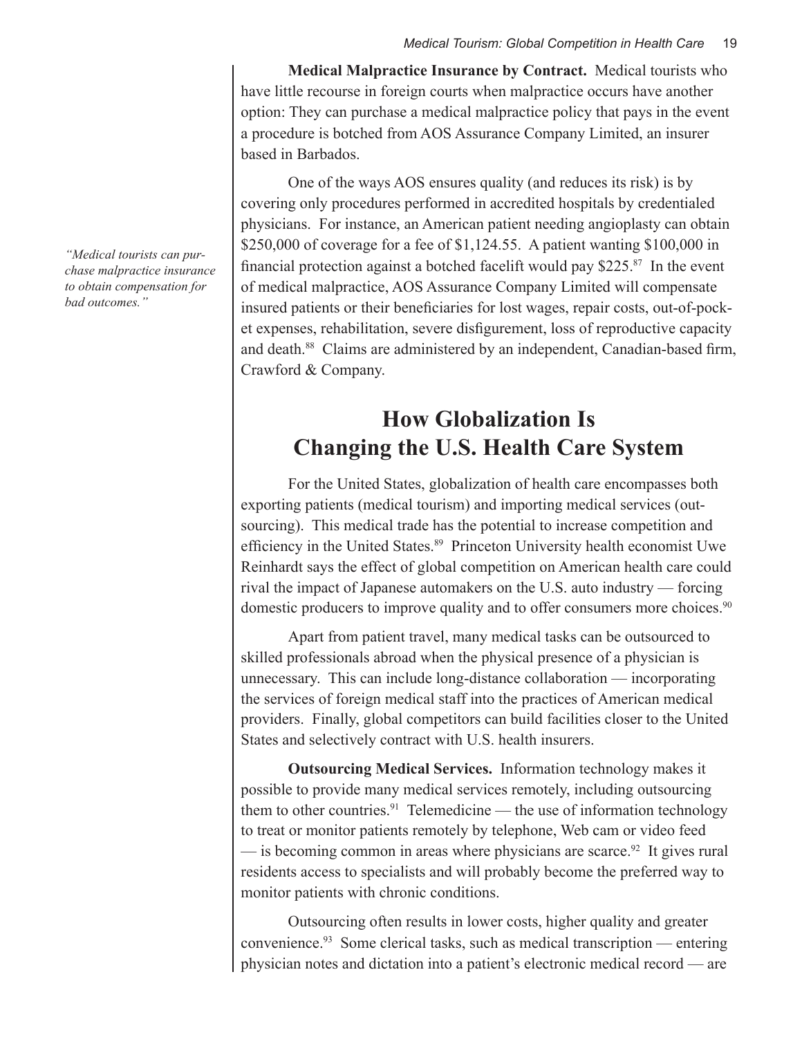**Medical Malpractice Insurance by Contract.** Medical tourists who have little recourse in foreign courts when malpractice occurs have another option: They can purchase a medical malpractice policy that pays in the event a procedure is botched from AOS Assurance Company Limited, an insurer based in Barbados.

One of the ways AOS ensures quality (and reduces its risk) is by covering only procedures performed in accredited hospitals by credentialed physicians. For instance, an American patient needing angioplasty can obtain \$250,000 of coverage for a fee of \$1,124.55. A patient wanting \$100,000 in financial protection against a botched facelift would pay \$225.[87] In the event of medical malpractice, AOS Assurance Company Limited will compensate insured patients or their beneficiaries for lost wages, repair costs, out-of-pocket expenses, rehabilitation, severe disfigurement, loss of reproductive capacity and death.[88] Claims are administered by an independent, Canadian-based firm, Crawford & Company.

*"Medical tourists can purchase malpractice insurance to obtain compensation for bad outcomes."*

## How Globalization Is Changing the U.S. Health Care System

For the United States, globalization of health care encompasses both exporting patients (medical tourism) and importing medical services (outsourcing). This medical trade has the potential to increase competition and efficiency in the United States.[89] Princeton University health economist Uwe Reinhardt says the effect of global competition on American health care could rival the impact of Japanese automakers on the U.S. auto industry — forcing domestic producers to improve quality and to offer consumers more choices.[90]

Apart from patient travel, many medical tasks can be outsourced to skilled professionals abroad when the physical presence of a physician is unnecessary. This can include long-distance collaboration — incorporating the services of foreign medical staff into the practices of American medical providers. Finally, global competitors can build facilities closer to the United States and selectively contract with U.S. health insurers.

**Outsourcing Medical Services.** Information technology makes it possible to provide many medical services remotely, including outsourcing them to other countries.[91] Telemedicine — the use of information technology to treat or monitor patients remotely by telephone, Web cam or video feed — is becoming common in areas where physicians are scarce.[92] It gives rural residents access to specialists and will probably become the preferred way to monitor patients with chronic conditions.

Outsourcing often results in lower costs, higher quality and greater convenience.[93] Some clerical tasks, such as medical transcription — entering physician notes and dictation into a patient's electronic medical record — are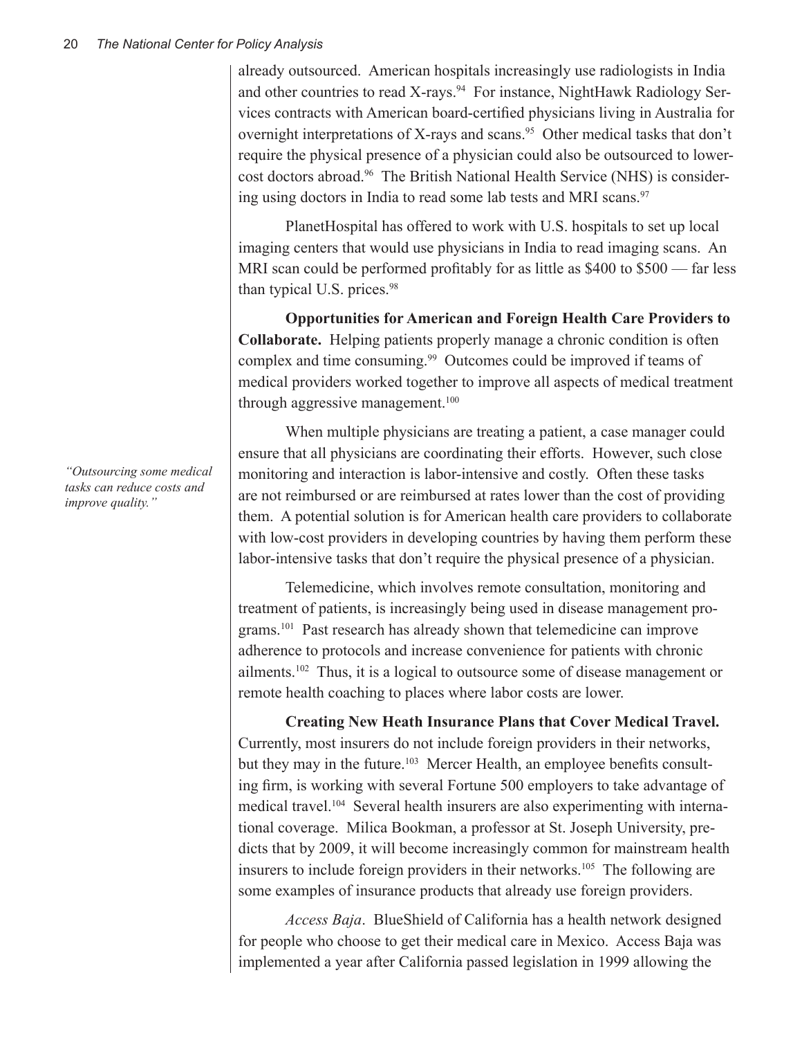already outsourced. American hospitals increasingly use radiologists in India and other countries to read X-rays.[94] For instance, NightHawk Radiology Services contracts with American board-certified physicians living in Australia for overnight interpretations of X-rays and scans.[95] Other medical tasks that don't require the physical presence of a physician could also be outsourced to lower-cost doctors abroad.[96] The British National Health Service (NHS) is considering using doctors in India to read some lab tests and MRI scans.[97]

PlanetHospital has offered to work with U.S. hospitals to set up local imaging centers that would use physicians in India to read imaging scans. An MRI scan could be performed profitably for as little as $400 to $500 — far less than typical U.S. prices.[98]

*"Outsourcing some medical tasks can reduce costs and improve quality."*

**Opportunities for American and Foreign Health Care Providers to Collaborate.** Helping patients properly manage a chronic condition is often complex and time consuming.[99] Outcomes could be improved if teams of medical providers worked together to improve all aspects of medical treatment through aggressive management.[100]

When multiple physicians are treating a patient, a case manager could ensure that all physicians are coordinating their efforts. However, such close monitoring and interaction is labor-intensive and costly. Often these tasks are not reimbursed or are reimbursed at rates lower than the cost of providing them. A potential solution is for American health care providers to collaborate with low-cost providers in developing countries by having them perform these labor-intensive tasks that don't require the physical presence of a physician.

Telemedicine, which involves remote consultation, monitoring and treatment of patients, is increasingly being used in disease management programs.[101] Past research has already shown that telemedicine can improve adherence to protocols and increase convenience for patients with chronic ailments.[102] Thus, it is a logical to outsource some of disease management or remote health coaching to places where labor costs are lower.

**Creating New Heath Insurance Plans that Cover Medical Travel.** Currently, most insurers do not include foreign providers in their networks, but they may in the future.[103] Mercer Health, an employee benefits consulting firm, is working with several Fortune 500 employers to take advantage of medical travel.[104] Several health insurers are also experimenting with international coverage. Milica Bookman, a professor at St. Joseph University, predicts that by 2009, it will become increasingly common for mainstream health insurers to include foreign providers in their networks.[105] The following are some examples of insurance products that already use foreign providers.

*Access Baja*. BlueShield of California has a health network designed for people who choose to get their medical care in Mexico. Access Baja was implemented a year after California passed legislation in 1999 allowing the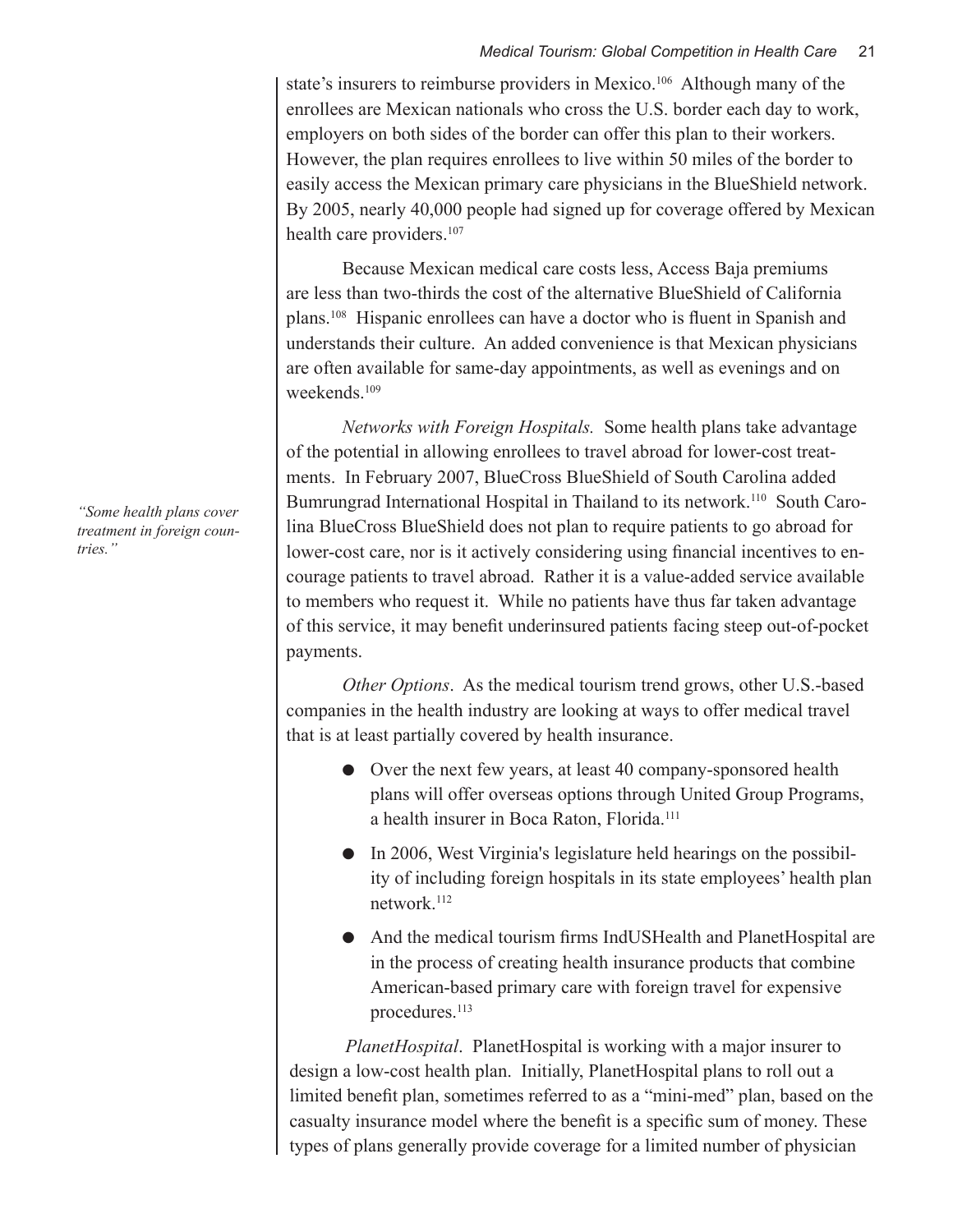state's insurers to reimburse providers in Mexico.[106] Although many of the enrollees are Mexican nationals who cross the U.S. border each day to work, employers on both sides of the border can offer this plan to their workers. However, the plan requires enrollees to live within 50 miles of the border to easily access the Mexican primary care physicians in the BlueShield network. By 2005, nearly 40,000 people had signed up for coverage offered by Mexican health care providers.[107]

Because Mexican medical care costs less, Access Baja premiums are less than two-thirds the cost of the alternative BlueShield of California plans.[108] Hispanic enrollees can have a doctor who is fluent in Spanish and understands their culture. An added convenience is that Mexican physicians are often available for same-day appointments, as well as evenings and on weekends.[109]

*"Some health plans cover treatment in foreign countries."*

*Networks with Foreign Hospitals.* Some health plans take advantage of the potential in allowing enrollees to travel abroad for lower-cost treatments. In February 2007, BlueCross BlueShield of South Carolina added Bumrungrad International Hospital in Thailand to its network.[110] South Carolina BlueCross BlueShield does not plan to require patients to go abroad for lower-cost care, nor is it actively considering using financial incentives to encourage patients to travel abroad. Rather it is a value-added service available to members who request it. While no patients have thus far taken advantage of this service, it may benefit underinsured patients facing steep out-of-pocket payments.

*Other Options*. As the medical tourism trend grows, other U.S.-based companies in the health industry are looking at ways to offer medical travel that is at least partially covered by health insurance.

- Over the next few years, at least 40 company-sponsored health plans will offer overseas options through United Group Programs, a health insurer in Boca Raton, Florida.[111]
- In 2006, West Virginia's legislature held hearings on the possibility of including foreign hospitals in its state employees' health plan network.[112]
- And the medical tourism firms IndUSHealth and PlanetHospital are in the process of creating health insurance products that combine American-based primary care with foreign travel for expensive procedures.[113]

*PlanetHospital*. PlanetHospital is working with a major insurer to design a low-cost health plan. Initially, PlanetHospital plans to roll out a limited benefit plan, sometimes referred to as a "mini-med" plan, based on the casualty insurance model where the benefit is a specific sum of money. These types of plans generally provide coverage for a limited number of physician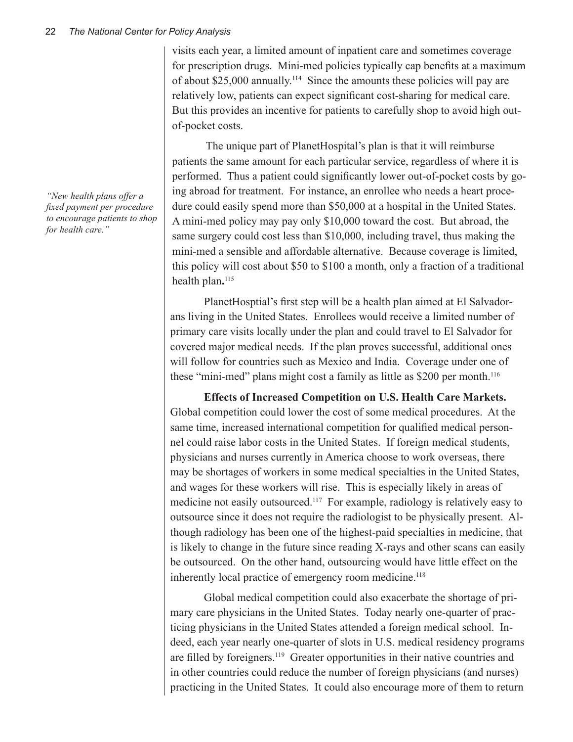visits each year, a limited amount of inpatient care and sometimes coverage for prescription drugs. Mini-med policies typically cap benefits at a maximum of about $25,000 annually.[114] Since the amounts these policies will pay are relatively low, patients can expect significant cost-sharing for medical care. But this provides an incentive for patients to carefully shop to avoid high out-of-pocket costs.

*"New health plans offer a fixed payment per procedure to encourage patients to shop for health care."*

The unique part of PlanetHospital's plan is that it will reimburse patients the same amount for each particular service, regardless of where it is performed. Thus a patient could significantly lower out-of-pocket costs by going abroad for treatment. For instance, an enrollee who needs a heart procedure could easily spend more than $50,000 at a hospital in the United States. A mini-med policy may pay only $10,000 toward the cost. But abroad, the same surgery could cost less than $10,000, including travel, thus making the mini-med a sensible and affordable alternative. Because coverage is limited, this policy will cost about $50 to $100 a month, only a fraction of a traditional health plan.[115]

PlanetHosptial's first step will be a health plan aimed at El Salvadorans living in the United States. Enrollees would receive a limited number of primary care visits locally under the plan and could travel to El Salvador for covered major medical needs. If the plan proves successful, additional ones will follow for countries such as Mexico and India. Coverage under one of these "mini-med" plans might cost a family as little as $200 per month.[116]

**Effects of Increased Competition on U.S. Health Care Markets.** Global competition could lower the cost of some medical procedures. At the same time, increased international competition for qualified medical personnel could raise labor costs in the United States. If foreign medical students, physicians and nurses currently in America choose to work overseas, there may be shortages of workers in some medical specialties in the United States, and wages for these workers will rise. This is especially likely in areas of medicine not easily outsourced.[117] For example, radiology is relatively easy to outsource since it does not require the radiologist to be physically present. Although radiology has been one of the highest-paid specialties in medicine, that is likely to change in the future since reading X-rays and other scans can easily be outsourced. On the other hand, outsourcing would have little effect on the inherently local practice of emergency room medicine.[118]

Global medical competition could also exacerbate the shortage of primary care physicians in the United States. Today nearly one-quarter of practicing physicians in the United States attended a foreign medical school. Indeed, each year nearly one-quarter of slots in U.S. medical residency programs are filled by foreigners.[119] Greater opportunities in their native countries and in other countries could reduce the number of foreign physicians (and nurses) practicing in the United States. It could also encourage more of them to return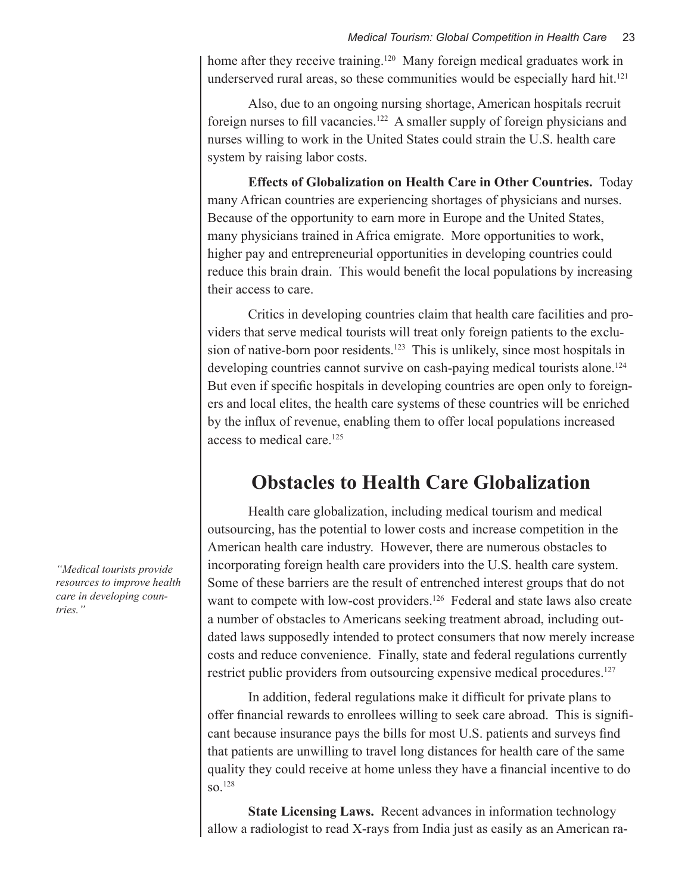home after they receive training.[120] Many foreign medical graduates work in underserved rural areas, so these communities would be especially hard hit.[121]

Also, due to an ongoing nursing shortage, American hospitals recruit foreign nurses to fill vacancies.[122] A smaller supply of foreign physicians and nurses willing to work in the United States could strain the U.S. health care system by raising labor costs.

**Effects of Globalization on Health Care in Other Countries.** Today many African countries are experiencing shortages of physicians and nurses. Because of the opportunity to earn more in Europe and the United States, many physicians trained in Africa emigrate. More opportunities to work, higher pay and entrepreneurial opportunities in developing countries could reduce this brain drain. This would benefit the local populations by increasing their access to care.

Critics in developing countries claim that health care facilities and providers that serve medical tourists will treat only foreign patients to the exclusion of native-born poor residents.[123] This is unlikely, since most hospitals in developing countries cannot survive on cash-paying medical tourists alone.[124] But even if specific hospitals in developing countries are open only to foreigners and local elites, the health care systems of these countries will be enriched by the influx of revenue, enabling them to offer local populations increased access to medical care.[125]

*"Medical tourists provide resources to improve health care in developing countries."*

## Obstacles to Health Care Globalization

Health care globalization, including medical tourism and medical outsourcing, has the potential to lower costs and increase competition in the American health care industry. However, there are numerous obstacles to incorporating foreign health care providers into the U.S. health care system. Some of these barriers are the result of entrenched interest groups that do not want to compete with low-cost providers.[126] Federal and state laws also create a number of obstacles to Americans seeking treatment abroad, including outdated laws supposedly intended to protect consumers that now merely increase costs and reduce convenience. Finally, state and federal regulations currently restrict public providers from outsourcing expensive medical procedures.[127]

In addition, federal regulations make it difficult for private plans to offer financial rewards to enrollees willing to seek care abroad. This is significant because insurance pays the bills for most U.S. patients and surveys find that patients are unwilling to travel long distances for health care of the same quality they could receive at home unless they have a financial incentive to do so.[128]

**State Licensing Laws.** Recent advances in information technology allow a radiologist to read X-rays from India just as easily as an American ra-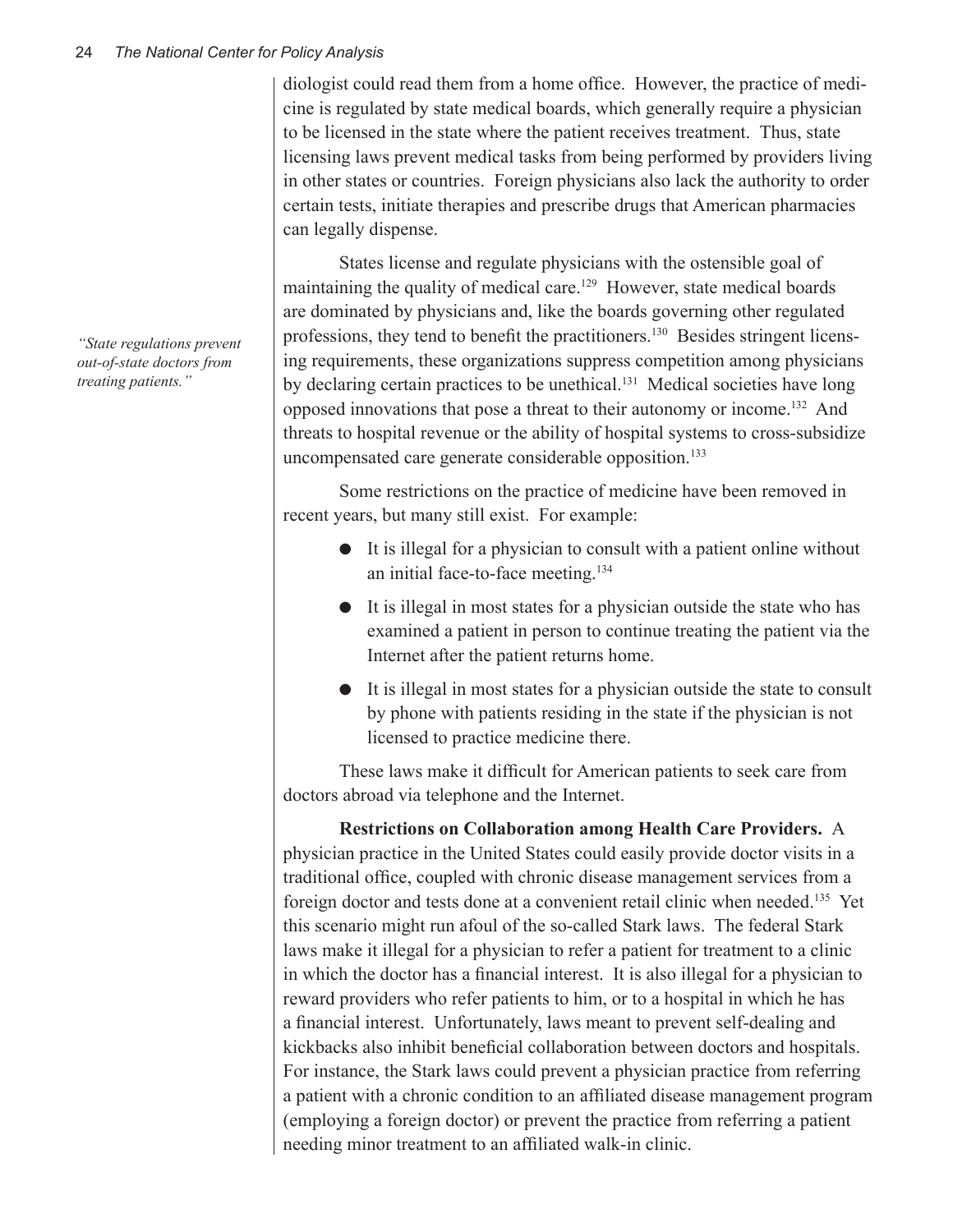diologist could read them from a home office. However, the practice of medicine is regulated by state medical boards, which generally require a physician to be licensed in the state where the patient receives treatment. Thus, state licensing laws prevent medical tasks from being performed by providers living in other states or countries. Foreign physicians also lack the authority to order certain tests, initiate therapies and prescribe drugs that American pharmacies can legally dispense.

States license and regulate physicians with the ostensible goal of maintaining the quality of medical care.[129] However, state medical boards are dominated by physicians and, like the boards governing other regulated professions, they tend to benefit the practitioners.[130] Besides stringent licensing requirements, these organizations suppress competition among physicians by declaring certain practices to be unethical.[131] Medical societies have long opposed innovations that pose a threat to their autonomy or income.[132] And threats to hospital revenue or the ability of hospital systems to cross-subsidize uncompensated care generate considerable opposition.[133]

*"State regulations prevent out-of-state doctors from treating patients."*

Some restrictions on the practice of medicine have been removed in recent years, but many still exist. For example:

- It is illegal for a physician to consult with a patient online without an initial face-to-face meeting.[134]
- It is illegal in most states for a physician outside the state who has examined a patient in person to continue treating the patient via the Internet after the patient returns home.
- It is illegal in most states for a physician outside the state to consult by phone with patients residing in the state if the physician is not licensed to practice medicine there.

These laws make it difficult for American patients to seek care from doctors abroad via telephone and the Internet.

**Restrictions on Collaboration among Health Care Providers.** A physician practice in the United States could easily provide doctor visits in a traditional office, coupled with chronic disease management services from a foreign doctor and tests done at a convenient retail clinic when needed.[135] Yet this scenario might run afoul of the so-called Stark laws. The federal Stark laws make it illegal for a physician to refer a patient for treatment to a clinic in which the doctor has a financial interest. It is also illegal for a physician to reward providers who refer patients to him, or to a hospital in which he has a financial interest. Unfortunately, laws meant to prevent self-dealing and kickbacks also inhibit beneficial collaboration between doctors and hospitals. For instance, the Stark laws could prevent a physician practice from referring a patient with a chronic condition to an affiliated disease management program (employing a foreign doctor) or prevent the practice from referring a patient needing minor treatment to an affiliated walk-in clinic.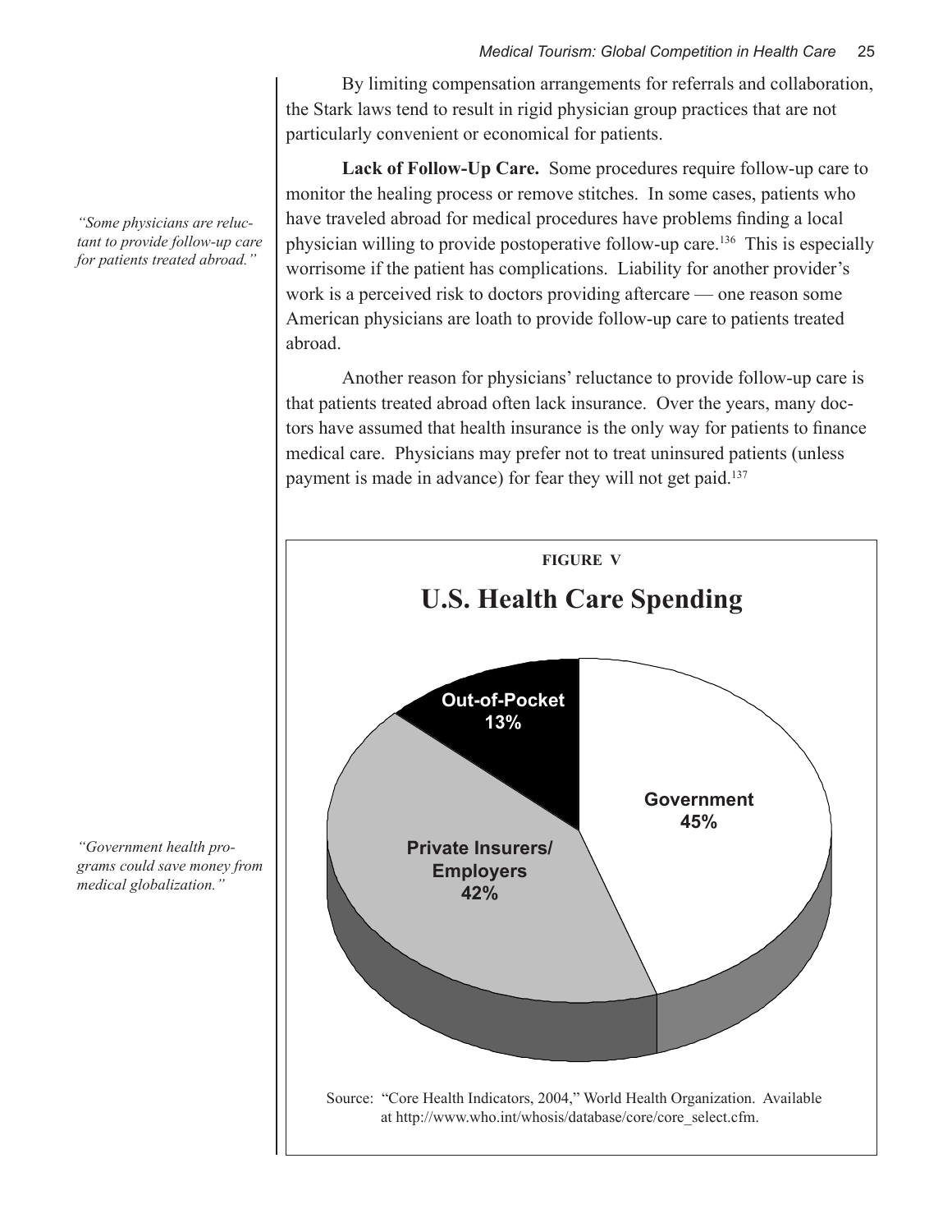By limiting compensation arrangements for referrals and collaboration, the Stark laws tend to result in rigid physician group practices that are not particularly convenient or economical for patients.

*"Some physicians are reluctant to provide follow-up care for patients treated abroad."*

**Lack of Follow-Up Care.** Some procedures require follow-up care to monitor the healing process or remove stitches. In some cases, patients who have traveled abroad for medical procedures have problems finding a local physician willing to provide postoperative follow-up care.[136] This is especially worrisome if the patient has complications. Liability for another provider's work is a perceived risk to doctors providing aftercare — one reason some American physicians are loath to provide follow-up care to patients treated abroad.

Another reason for physicians' reluctance to provide follow-up care is that patients treated abroad often lack insurance. Over the years, many doctors have assumed that health insurance is the only way for patients to finance medical care. Physicians may prefer not to treat uninsured patients (unless payment is made in advance) for fear they will not get paid.[137]

*"Government health programs could save money from medical globalization."*

**FIGURE V**

## U.S. Health Care Spending

Out-of-Pocket 13%

Government 45%

Private Insurers/ Employers 42%

Source: "Core Health Indicators, 2004," World Health Organization. Available at http://www.who.int/whosis/database/core/core_select.cfm.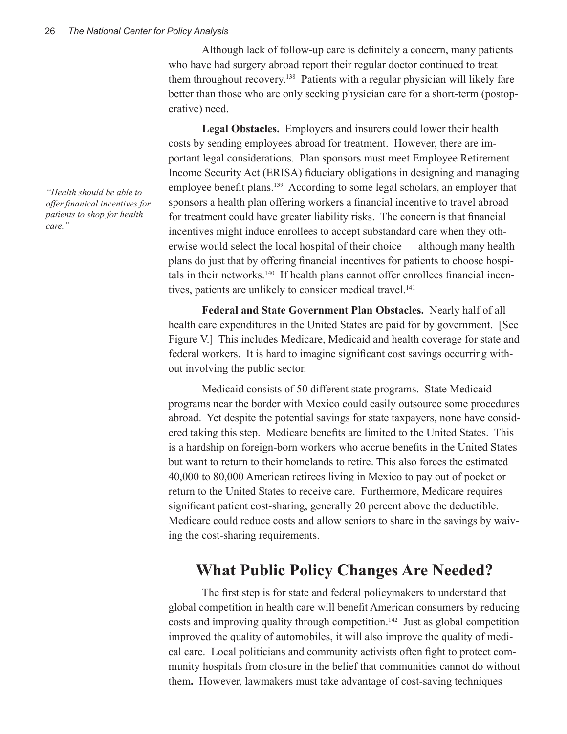Although lack of follow-up care is definitely a concern, many patients who have had surgery abroad report their regular doctor continued to treat them throughout recovery.[138] Patients with a regular physician will likely fare better than those who are only seeking physician care for a short-term (postoperative) need.

**Legal Obstacles.** Employers and insurers could lower their health costs by sending employees abroad for treatment. However, there are important legal considerations. Plan sponsors must meet Employee Retirement Income Security Act (ERISA) fiduciary obligations in designing and managing employee benefit plans.[139] According to some legal scholars, an employer that sponsors a health plan offering workers a financial incentive to travel abroad for treatment could have greater liability risks. The concern is that financial incentives might induce enrollees to accept substandard care when they otherwise would select the local hospital of their choice — although many health plans do just that by offering financial incentives for patients to choose hospitals in their networks.[140] If health plans cannot offer enrollees financial incentives, patients are unlikely to consider medical travel.[141]

*"Health should be able to offer finanical incentives for patients to shop for health care."*

**Federal and State Government Plan Obstacles.** Nearly half of all health care expenditures in the United States are paid for by government. [See Figure V.] This includes Medicare, Medicaid and health coverage for state and federal workers. It is hard to imagine significant cost savings occurring without involving the public sector.

Medicaid consists of 50 different state programs. State Medicaid programs near the border with Mexico could easily outsource some procedures abroad. Yet despite the potential savings for state taxpayers, none have considered taking this step. Medicare benefits are limited to the United States. This is a hardship on foreign-born workers who accrue benefits in the United States but want to return to their homelands to retire. This also forces the estimated 40,000 to 80,000 American retirees living in Mexico to pay out of pocket or return to the United States to receive care. Furthermore, Medicare requires significant patient cost-sharing, generally 20 percent above the deductible. Medicare could reduce costs and allow seniors to share in the savings by waiving the cost-sharing requirements.

## What Public Policy Changes Are Needed?

The first step is for state and federal policymakers to understand that global competition in health care will benefit American consumers by reducing costs and improving quality through competition.[142] Just as global competition improved the quality of automobiles, it will also improve the quality of medical care. Local politicians and community activists often fight to protect community hospitals from closure in the belief that communities cannot do without them. However, lawmakers must take advantage of cost-saving techniques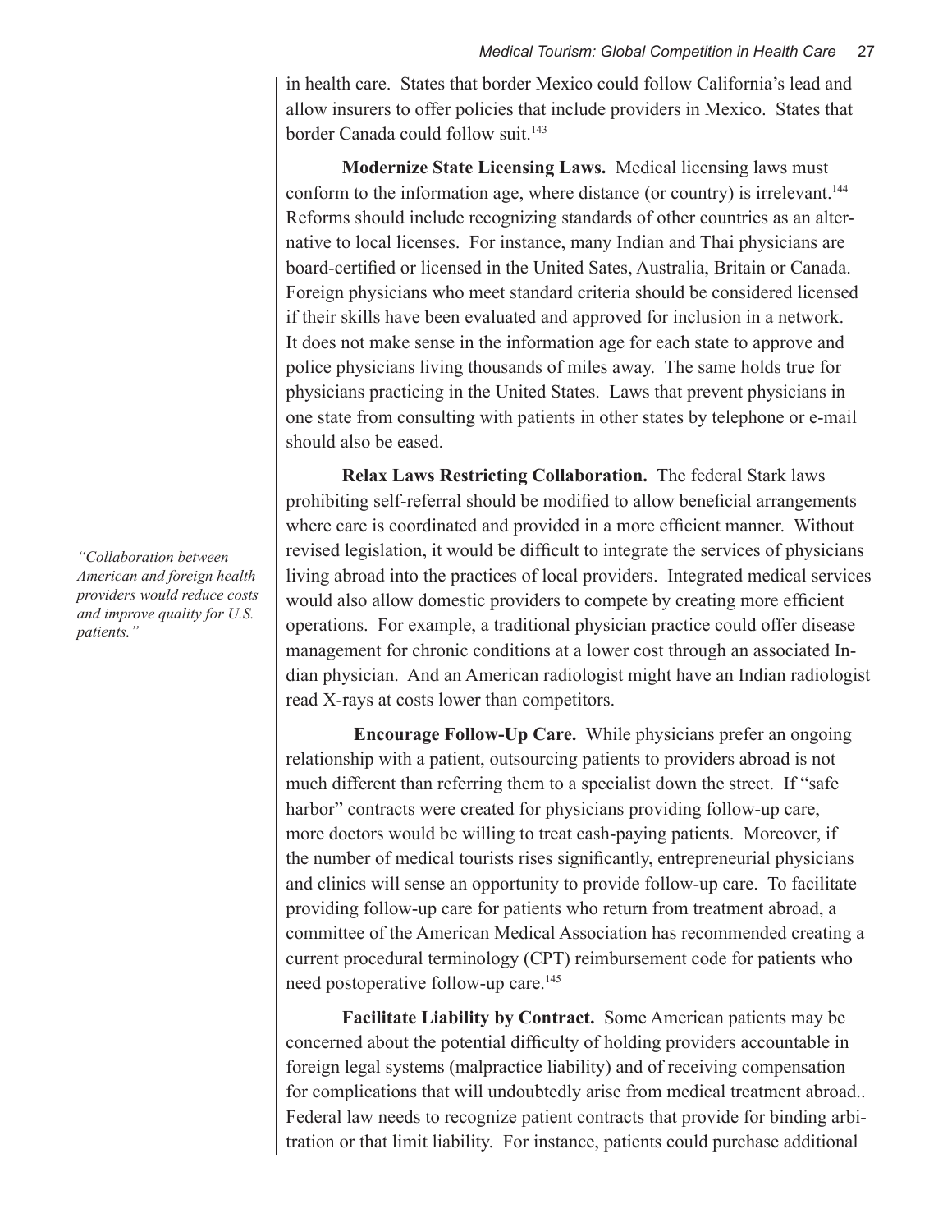in health care. States that border Mexico could follow California's lead and allow insurers to offer policies that include providers in Mexico. States that border Canada could follow suit.[143]

**Modernize State Licensing Laws.** Medical licensing laws must conform to the information age, where distance (or country) is irrelevant.[144] Reforms should include recognizing standards of other countries as an alternative to local licenses. For instance, many Indian and Thai physicians are board-certified or licensed in the United Sates, Australia, Britain or Canada. Foreign physicians who meet standard criteria should be considered licensed if their skills have been evaluated and approved for inclusion in a network. It does not make sense in the information age for each state to approve and police physicians living thousands of miles away. The same holds true for physicians practicing in the United States. Laws that prevent physicians in one state from consulting with patients in other states by telephone or e-mail should also be eased.

**Relax Laws Restricting Collaboration.** The federal Stark laws prohibiting self-referral should be modified to allow beneficial arrangements where care is coordinated and provided in a more efficient manner. Without revised legislation, it would be difficult to integrate the services of physicians living abroad into the practices of local providers. Integrated medical services would also allow domestic providers to compete by creating more efficient operations. For example, a traditional physician practice could offer disease management for chronic conditions at a lower cost through an associated Indian physician. And an American radiologist might have an Indian radiologist read X-rays at costs lower than competitors.

*"Collaboration between American and foreign health providers would reduce costs and improve quality for U.S. patients."*

**Encourage Follow-Up Care.** While physicians prefer an ongoing relationship with a patient, outsourcing patients to providers abroad is not much different than referring them to a specialist down the street. If "safe harbor" contracts were created for physicians providing follow-up care, more doctors would be willing to treat cash-paying patients. Moreover, if the number of medical tourists rises significantly, entrepreneurial physicians and clinics will sense an opportunity to provide follow-up care. To facilitate providing follow-up care for patients who return from treatment abroad, a committee of the American Medical Association has recommended creating a current procedural terminology (CPT) reimbursement code for patients who need postoperative follow-up care.[145]

**Facilitate Liability by Contract.** Some American patients may be concerned about the potential difficulty of holding providers accountable in foreign legal systems (malpractice liability) and of receiving compensation for complications that will undoubtedly arise from medical treatment abroad.. Federal law needs to recognize patient contracts that provide for binding arbitration or that limit liability. For instance, patients could purchase additional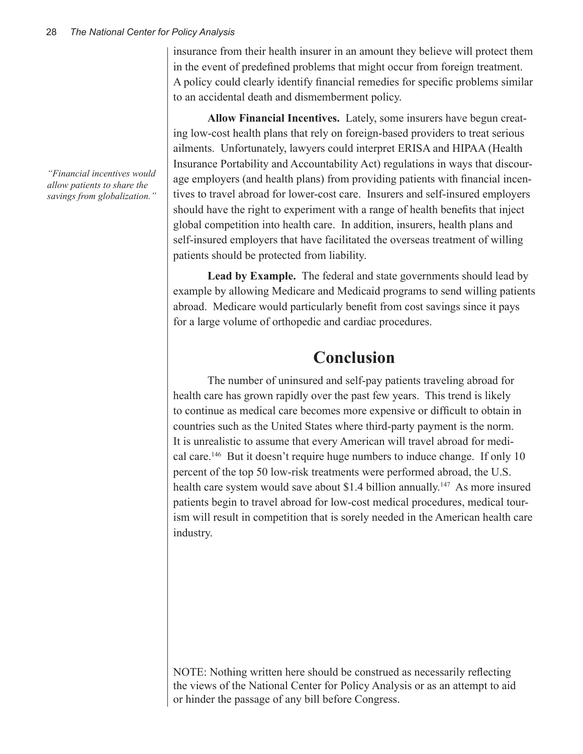insurance from their health insurer in an amount they believe will protect them in the event of predefined problems that might occur from foreign treatment. A policy could clearly identify financial remedies for specific problems similar to an accidental death and dismemberment policy.

*"Financial incentives would allow patients to share the savings from globalization."*

**Allow Financial Incentives.** Lately, some insurers have begun creating low-cost health plans that rely on foreign-based providers to treat serious ailments. Unfortunately, lawyers could interpret ERISA and HIPAA (Health Insurance Portability and Accountability Act) regulations in ways that discourage employers (and health plans) from providing patients with financial incentives to travel abroad for lower-cost care. Insurers and self-insured employers should have the right to experiment with a range of health benefits that inject global competition into health care. In addition, insurers, health plans and self-insured employers that have facilitated the overseas treatment of willing patients should be protected from liability.

**Lead by Example.** The federal and state governments should lead by example by allowing Medicare and Medicaid programs to send willing patients abroad. Medicare would particularly benefit from cost savings since it pays for a large volume of orthopedic and cardiac procedures.

## Conclusion

The number of uninsured and self-pay patients traveling abroad for health care has grown rapidly over the past few years. This trend is likely to continue as medical care becomes more expensive or difficult to obtain in countries such as the United States where third-party payment is the norm. It is unrealistic to assume that every American will travel abroad for medical care.[146] But it doesn't require huge numbers to induce change. If only 10 percent of the top 50 low-risk treatments were performed abroad, the U.S. health care system would save about $1.4 billion annually.[147] As more insured patients begin to travel abroad for low-cost medical procedures, medical tourism will result in competition that is sorely needed in the American health care industry.

NOTE: Nothing written here should be construed as necessarily reflecting the views of the National Center for Policy Analysis or as an attempt to aid or hinder the passage of any bill before Congress.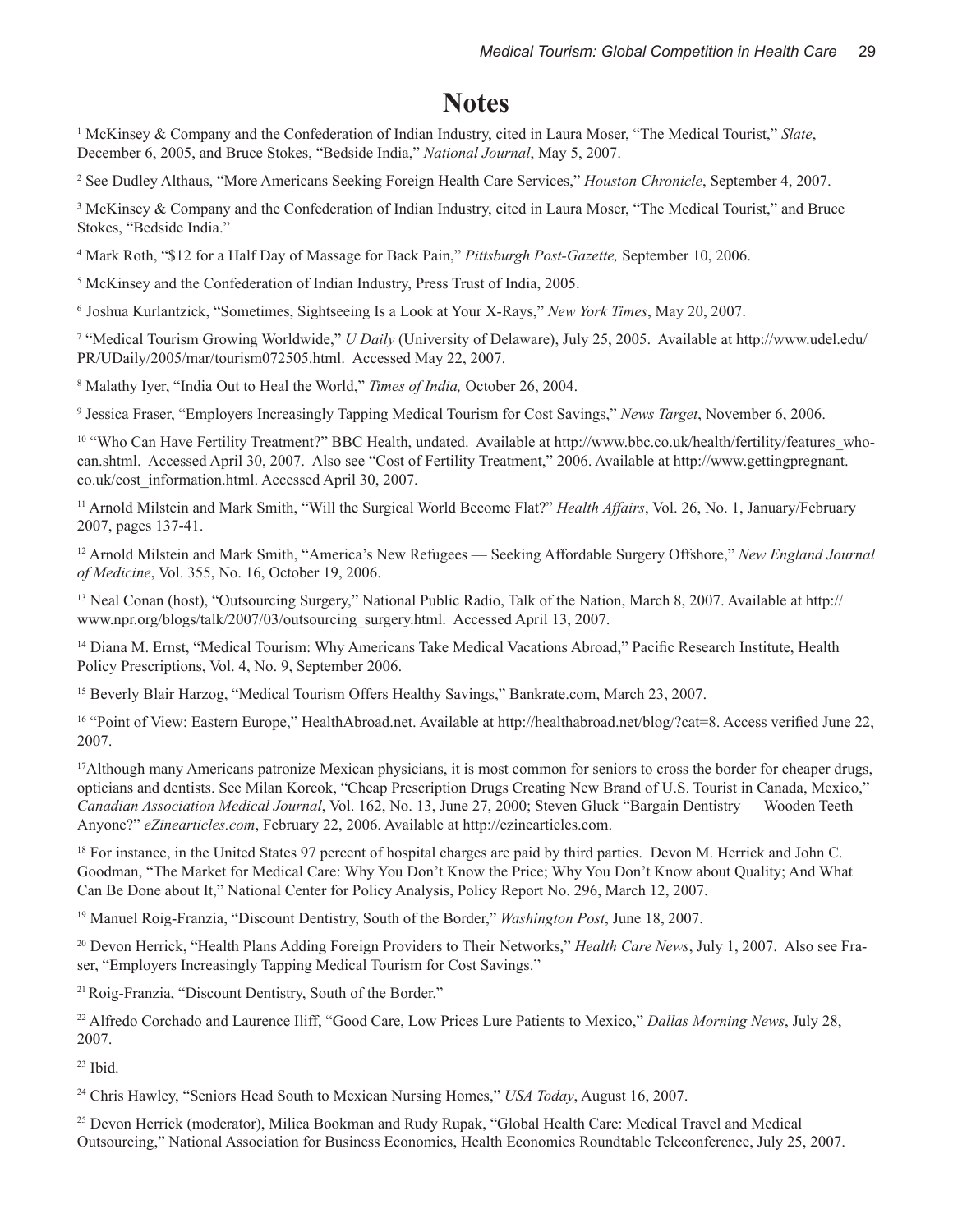# Notes

[1] McKinsey & Company and the Confederation of Indian Industry, cited in Laura Moser, "The Medical Tourist," *Slate*, December 6, 2005, and Bruce Stokes, "Bedside India," *National Journal*, May 5, 2007.

[2] See Dudley Althaus, "More Americans Seeking Foreign Health Care Services," *Houston Chronicle*, September 4, 2007.

[3] McKinsey & Company and the Confederation of Indian Industry, cited in Laura Moser, "The Medical Tourist," and Bruce Stokes, "Bedside India."

[4] Mark Roth, "$12 for a Half Day of Massage for Back Pain," *Pittsburgh Post-Gazette,* September 10, 2006.

[5] McKinsey and the Confederation of Indian Industry, Press Trust of India, 2005.

[6] Joshua Kurlantzick, "Sometimes, Sightseeing Is a Look at Your X-Rays," *New York Times*, May 20, 2007.

[7] "Medical Tourism Growing Worldwide," *U Daily* (University of Delaware), July 25, 2005. Available at http://www.udel.edu/PR/UDaily/2005/mar/tourism072505.html. Accessed May 22, 2007.

[8] Malathy Iyer, "India Out to Heal the World," *Times of India,* October 26, 2004.

[9] Jessica Fraser, "Employers Increasingly Tapping Medical Tourism for Cost Savings," *News Target*, November 6, 2006.

[10] "Who Can Have Fertility Treatment?" BBC Health, undated. Available at http://www.bbc.co.uk/health/fertility/features_whocan.shtml. Accessed April 30, 2007. Also see "Cost of Fertility Treatment," 2006. Available at http://www.gettingpregnant.co.uk/cost_information.html. Accessed April 30, 2007.

[11] Arnold Milstein and Mark Smith, "Will the Surgical World Become Flat?" *Health Affairs*, Vol. 26, No. 1, January/February 2007, pages 137-41.

[12] Arnold Milstein and Mark Smith, "America's New Refugees — Seeking Affordable Surgery Offshore," *New England Journal of Medicine*, Vol. 355, No. 16, October 19, 2006.

[13] Neal Conan (host), "Outsourcing Surgery," National Public Radio, Talk of the Nation, March 8, 2007. Available at http://www.npr.org/blogs/talk/2007/03/outsourcing_surgery.html. Accessed April 13, 2007.

[14] Diana M. Ernst, "Medical Tourism: Why Americans Take Medical Vacations Abroad," Pacific Research Institute, Health Policy Prescriptions, Vol. 4, No. 9, September 2006.

[15] Beverly Blair Harzog, "Medical Tourism Offers Healthy Savings," Bankrate.com, March 23, 2007.

[16] "Point of View: Eastern Europe," HealthAbroad.net. Available at http://healthabroad.net/blog/?cat=8. Access verified June 22, 2007.

[17] Although many Americans patronize Mexican physicians, it is most common for seniors to cross the border for cheaper drugs, opticians and dentists. See Milan Korcok, "Cheap Prescription Drugs Creating New Brand of U.S. Tourist in Canada, Mexico," *Canadian Association Medical Journal*, Vol. 162, No. 13, June 27, 2000; Steven Gluck "Bargain Dentistry — Wooden Teeth Anyone?" *eZinearticles.com*, February 22, 2006. Available at http://ezinearticles.com.

[18] For instance, in the United States 97 percent of hospital charges are paid by third parties. Devon M. Herrick and John C. Goodman, "The Market for Medical Care: Why You Don't Know the Price; Why You Don't Know about Quality; And What Can Be Done about It," National Center for Policy Analysis, Policy Report No. 296, March 12, 2007.

[19] Manuel Roig-Franzia, "Discount Dentistry, South of the Border," *Washington Post*, June 18, 2007.

[20] Devon Herrick, "Health Plans Adding Foreign Providers to Their Networks," *Health Care News*, July 1, 2007. Also see Fraser, "Employers Increasingly Tapping Medical Tourism for Cost Savings."

[21] Roig-Franzia, "Discount Dentistry, South of the Border."

[22] Alfredo Corchado and Laurence Iliff, "Good Care, Low Prices Lure Patients to Mexico," *Dallas Morning News*, July 28, 2007.

[23] Ibid.

[24] Chris Hawley, "Seniors Head South to Mexican Nursing Homes," *USA Today*, August 16, 2007.

[25] Devon Herrick (moderator), Milica Bookman and Rudy Rupak, "Global Health Care: Medical Travel and Medical Outsourcing," National Association for Business Economics, Health Economics Roundtable Teleconference, July 25, 2007.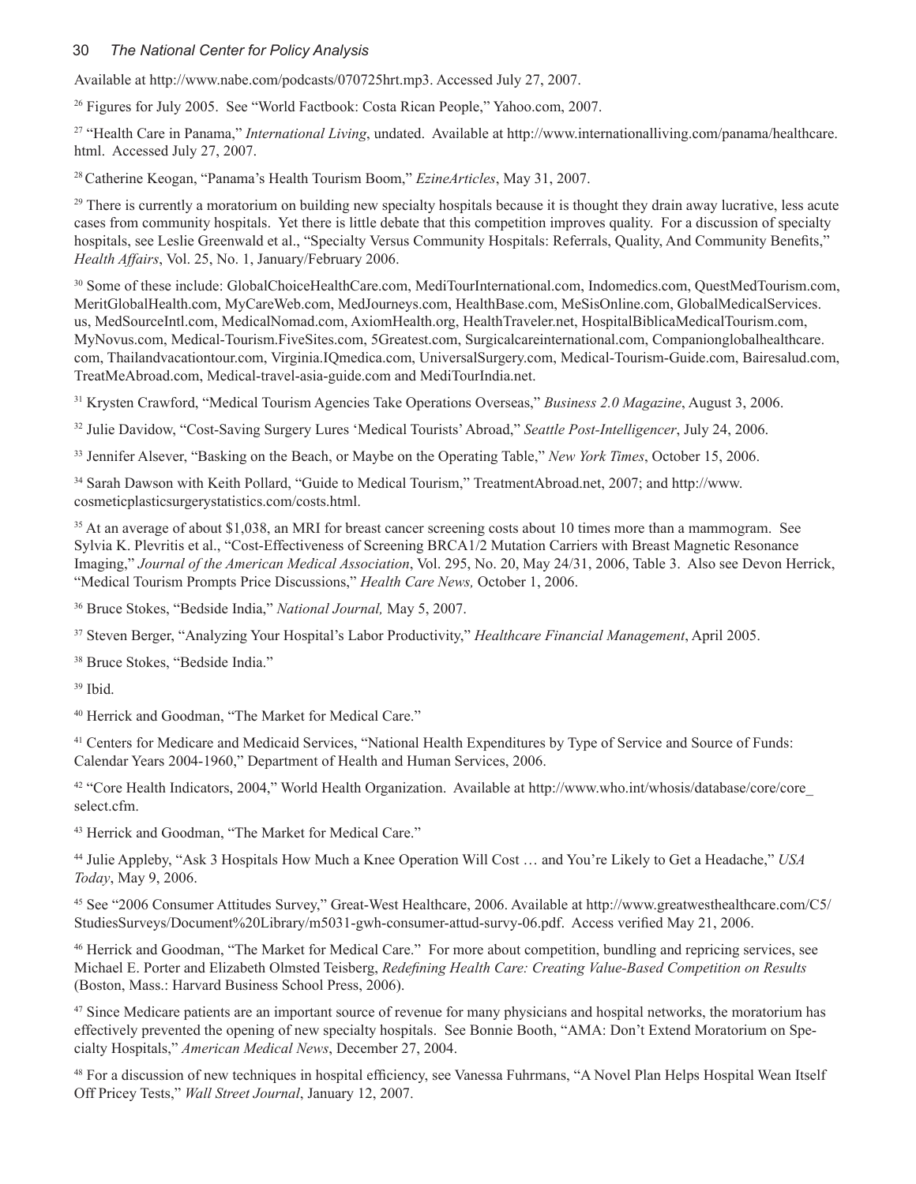Available at http://www.nabe.com/podcasts/070725hrt.mp3. Accessed July 27, 2007.

[26] Figures for July 2005. See "World Factbook: Costa Rican People," Yahoo.com, 2007.

[27] "Health Care in Panama," *International Living*, undated. Available at http://www.internationalliving.com/panama/healthcare.html. Accessed July 27, 2007.

[28] Catherine Keogan, "Panama's Health Tourism Boom," *EzineArticles*, May 31, 2007.

[29] There is currently a moratorium on building new specialty hospitals because it is thought they drain away lucrative, less acute cases from community hospitals. Yet there is little debate that this competition improves quality. For a discussion of specialty hospitals, see Leslie Greenwald et al., "Specialty Versus Community Hospitals: Referrals, Quality, And Community Benefits," *Health Affairs*, Vol. 25, No. 1, January/February 2006.

[30] Some of these include: GlobalChoiceHealthCare.com, MediTourInternational.com, Indomedics.com, QuestMedTourism.com, MeritGlobalHealth.com, MyCareWeb.com, MedJourneys.com, HealthBase.com, MeSisOnline.com, GlobalMedicalServices.us, MedSourceIntl.com, MedicalNomad.com, AxiomHealth.org, HealthTraveler.net, HospitalBiblicaMedicalTourism.com, MyNovus.com, Medical-Tourism.FiveSites.com, 5Greatest.com, Surgicalcareinternational.com, Companionglobalhealthcare.com, Thailandvacationtour.com, Virginia.IQmedica.com, UniversalSurgery.com, Medical-Tourism-Guide.com, Bairesalud.com, TreatMeAbroad.com, Medical-travel-asia-guide.com and MediTourIndia.net.

[31] Krysten Crawford, "Medical Tourism Agencies Take Operations Overseas," *Business 2.0 Magazine*, August 3, 2006.

[32] Julie Davidow, "Cost-Saving Surgery Lures 'Medical Tourists' Abroad," *Seattle Post-Intelligencer*, July 24, 2006.

[33] Jennifer Alsever, "Basking on the Beach, or Maybe on the Operating Table," *New York Times*, October 15, 2006.

[34] Sarah Dawson with Keith Pollard, "Guide to Medical Tourism," TreatmentAbroad.net, 2007; and http://www.cosmeticplasticsurgerystatistics.com/costs.html.

[35] At an average of about $1,038, an MRI for breast cancer screening costs about 10 times more than a mammogram. See Sylvia K. Plevritis et al., "Cost-Effectiveness of Screening BRCA1/2 Mutation Carriers with Breast Magnetic Resonance Imaging," *Journal of the American Medical Association*, Vol. 295, No. 20, May 24/31, 2006, Table 3. Also see Devon Herrick, "Medical Tourism Prompts Price Discussions," *Health Care News,* October 1, 2006.

[36] Bruce Stokes, "Bedside India," *National Journal,* May 5, 2007.

[37] Steven Berger, "Analyzing Your Hospital's Labor Productivity," *Healthcare Financial Management*, April 2005.

[38] Bruce Stokes, "Bedside India."

[39] Ibid.

[40] Herrick and Goodman, "The Market for Medical Care."

[41] Centers for Medicare and Medicaid Services, "National Health Expenditures by Type of Service and Source of Funds: Calendar Years 2004-1960," Department of Health and Human Services, 2006.

[42] "Core Health Indicators, 2004," World Health Organization. Available at http://www.who.int/whosis/database/core/core_select.cfm.

[43] Herrick and Goodman, "The Market for Medical Care."

[44] Julie Appleby, "Ask 3 Hospitals How Much a Knee Operation Will Cost … and You're Likely to Get a Headache," *USA Today*, May 9, 2006.

[45] See "2006 Consumer Attitudes Survey," Great-West Healthcare, 2006. Available at http://www.greatwesthealthcare.com/C5/StudiesSurveys/Document%20Library/m5031-gwh-consumer-attud-survy-06.pdf. Access verified May 21, 2006.

[46] Herrick and Goodman, "The Market for Medical Care." For more about competition, bundling and repricing services, see Michael E. Porter and Elizabeth Olmsted Teisberg, *Redefining Health Care: Creating Value-Based Competition on Results* (Boston, Mass.: Harvard Business School Press, 2006).

[47] Since Medicare patients are an important source of revenue for many physicians and hospital networks, the moratorium has effectively prevented the opening of new specialty hospitals. See Bonnie Booth, "AMA: Don't Extend Moratorium on Specialty Hospitals," *American Medical News*, December 27, 2004.

[48] For a discussion of new techniques in hospital efficiency, see Vanessa Fuhrmans, "A Novel Plan Helps Hospital Wean Itself Off Pricey Tests," *Wall Street Journal*, January 12, 2007.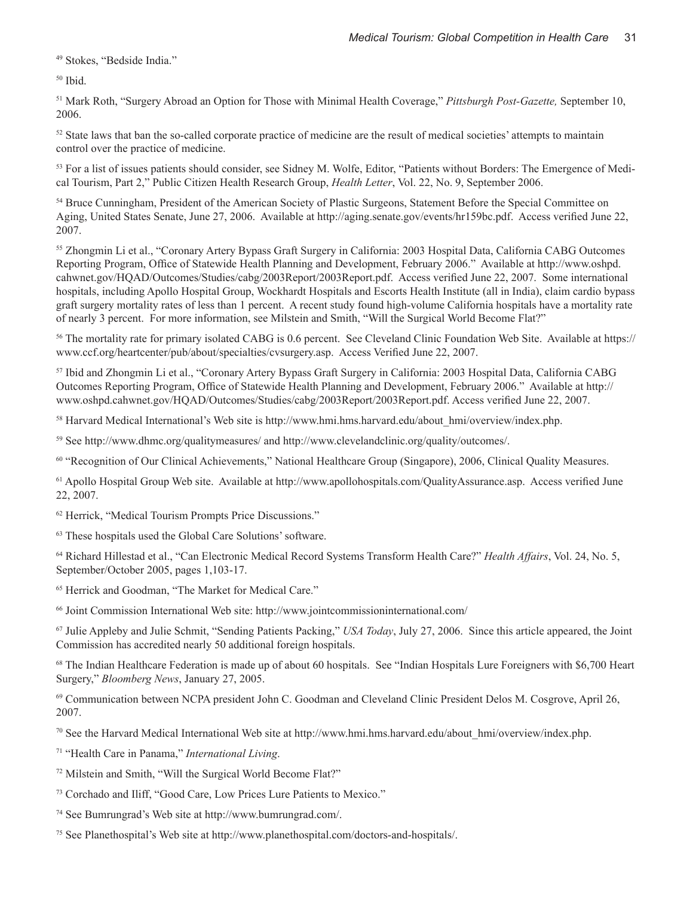[49] Stokes, "Bedside India."

[50] Ibid.

[51] Mark Roth, "Surgery Abroad an Option for Those with Minimal Health Coverage," *Pittsburgh Post-Gazette,* September 10, 2006.

[52] State laws that ban the so-called corporate practice of medicine are the result of medical societies' attempts to maintain control over the practice of medicine.

[53] For a list of issues patients should consider, see Sidney M. Wolfe, Editor, "Patients without Borders: The Emergence of Medical Tourism, Part 2," Public Citizen Health Research Group, *Health Letter*, Vol. 22, No. 9, September 2006.

[54] Bruce Cunningham, President of the American Society of Plastic Surgeons, Statement Before the Special Committee on Aging, United States Senate, June 27, 2006. Available at http://aging.senate.gov/events/hr159bc.pdf. Access verified June 22, 2007.

[55] Zhongmin Li et al., "Coronary Artery Bypass Graft Surgery in California: 2003 Hospital Data, California CABG Outcomes Reporting Program, Office of Statewide Health Planning and Development, February 2006." Available at http://www.oshpd.cahwnet.gov/HQAD/Outcomes/Studies/cabg/2003Report/2003Report.pdf. Access verified June 22, 2007. Some international hospitals, including Apollo Hospital Group, Wockhardt Hospitals and Escorts Health Institute (all in India), claim cardio bypass graft surgery mortality rates of less than 1 percent. A recent study found high-volume California hospitals have a mortality rate of nearly 3 percent. For more information, see Milstein and Smith, "Will the Surgical World Become Flat?"

[56] The mortality rate for primary isolated CABG is 0.6 percent. See Cleveland Clinic Foundation Web Site. Available at https://www.ccf.org/heartcenter/pub/about/specialties/cvsurgery.asp. Access Verified June 22, 2007.

[57] Ibid and Zhongmin Li et al., "Coronary Artery Bypass Graft Surgery in California: 2003 Hospital Data, California CABG Outcomes Reporting Program, Office of Statewide Health Planning and Development, February 2006." Available at http://www.oshpd.cahwnet.gov/HQAD/Outcomes/Studies/cabg/2003Report/2003Report.pdf. Access verified June 22, 2007.

[58] Harvard Medical International's Web site is http://www.hmi.hms.harvard.edu/about_hmi/overview/index.php.

[59] See http://www.dhmc.org/qualitymeasures/ and http://www.clevelandclinic.org/quality/outcomes/.

[60] "Recognition of Our Clinical Achievements," National Healthcare Group (Singapore), 2006, Clinical Quality Measures.

[61] Apollo Hospital Group Web site. Available at http://www.apollohospitals.com/QualityAssurance.asp. Access verified June 22, 2007.

[62] Herrick, "Medical Tourism Prompts Price Discussions."

[63] These hospitals used the Global Care Solutions' software.

[64] Richard Hillestad et al., "Can Electronic Medical Record Systems Transform Health Care?" *Health Affairs*, Vol. 24, No. 5, September/October 2005, pages 1,103-17.

[65] Herrick and Goodman, "The Market for Medical Care."

[66] Joint Commission International Web site: http://www.jointcommissioninternational.com/

[67] Julie Appleby and Julie Schmit, "Sending Patients Packing," *USA Today*, July 27, 2006. Since this article appeared, the Joint Commission has accredited nearly 50 additional foreign hospitals.

[68] The Indian Healthcare Federation is made up of about 60 hospitals. See "Indian Hospitals Lure Foreigners with $6,700 Heart Surgery," *Bloomberg News*, January 27, 2005.

[69] Communication between NCPA president John C. Goodman and Cleveland Clinic President Delos M. Cosgrove, April 26, 2007.

[70] See the Harvard Medical International Web site at http://www.hmi.hms.harvard.edu/about_hmi/overview/index.php.

[71] "Health Care in Panama," *International Living*.

[72] Milstein and Smith, "Will the Surgical World Become Flat?"

[73] Corchado and Iliff, "Good Care, Low Prices Lure Patients to Mexico."

[74] See Bumrungrad's Web site at http://www.bumrungrad.com/.

[75] See Planethospital's Web site at http://www.planethospital.com/doctors-and-hospitals/.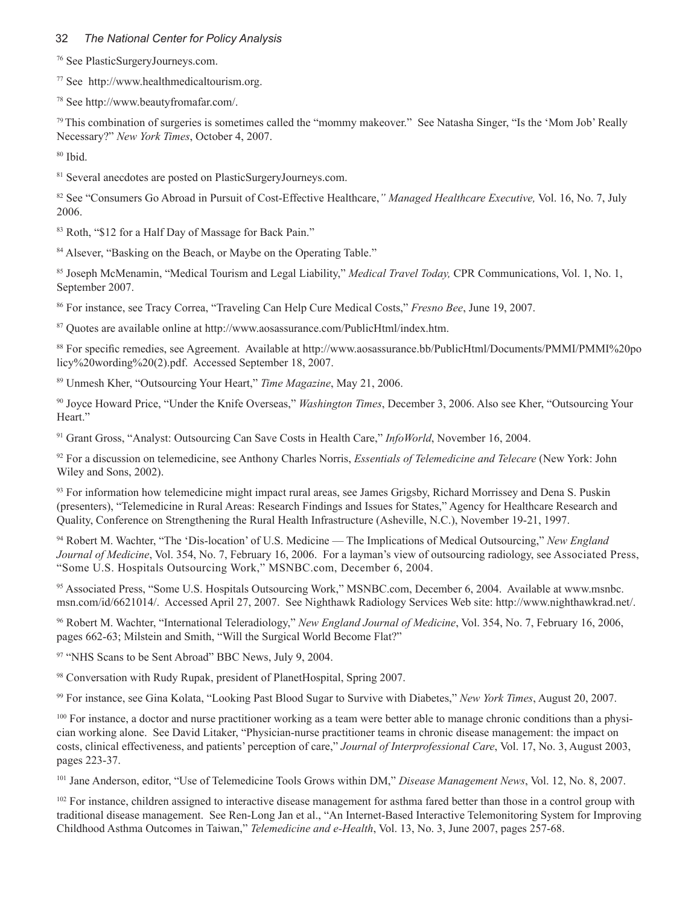[76] See PlasticSurgeryJourneys.com.

[77] See http://www.healthmedicaltourism.org.

[78] See http://www.beautyfromafar.com/.

[79] This combination of surgeries is sometimes called the "mommy makeover." See Natasha Singer, "Is the 'Mom Job' Really Necessary?" *New York Times*, October 4, 2007.

[80] Ibid.

[81] Several anecdotes are posted on PlasticSurgeryJourneys.com.

[82] See "Consumers Go Abroad in Pursuit of Cost-Effective Healthcare,*" Managed Healthcare Executive,* Vol. 16, No. 7, July 2006.

[83] Roth, "$12 for a Half Day of Massage for Back Pain."

[84] Alsever, "Basking on the Beach, or Maybe on the Operating Table."

[85] Joseph McMenamin, "Medical Tourism and Legal Liability," *Medical Travel Today,* CPR Communications, Vol. 1, No. 1, September 2007.

[86] For instance, see Tracy Correa, "Traveling Can Help Cure Medical Costs," *Fresno Bee*, June 19, 2007.

[87] Quotes are available online at http://www.aosassurance.com/PublicHtml/index.htm.

[88] For specific remedies, see Agreement. Available at http://www.aosassurance.bb/PublicHtml/Documents/PMMI/PMMI%20policy%20wording%20(2).pdf. Accessed September 18, 2007.

[89] Unmesh Kher, "Outsourcing Your Heart," *Time Magazine*, May 21, 2006.

[90] Joyce Howard Price, "Under the Knife Overseas," *Washington Times*, December 3, 2006. Also see Kher, "Outsourcing Your Heart."

[91] Grant Gross, "Analyst: Outsourcing Can Save Costs in Health Care," *InfoWorld*, November 16, 2004.

[92] For a discussion on telemedicine, see Anthony Charles Norris, *Essentials of Telemedicine and Telecare* (New York: John Wiley and Sons, 2002).

[93] For information how telemedicine might impact rural areas, see James Grigsby, Richard Morrissey and Dena S. Puskin (presenters), "Telemedicine in Rural Areas: Research Findings and Issues for States," Agency for Healthcare Research and Quality, Conference on Strengthening the Rural Health Infrastructure (Asheville, N.C.), November 19-21, 1997.

[94] Robert M. Wachter, "The 'Dis-location' of U.S. Medicine — The Implications of Medical Outsourcing," *New England Journal of Medicine*, Vol. 354, No. 7, February 16, 2006. For a layman's view of outsourcing radiology, see Associated Press, "Some U.S. Hospitals Outsourcing Work," MSNBC.com, December 6, 2004.

[95] Associated Press, "Some U.S. Hospitals Outsourcing Work," MSNBC.com, December 6, 2004. Available at www.msnbc.msn.com/id/6621014/. Accessed April 27, 2007. See Nighthawk Radiology Services Web site: http://www.nighthawkrad.net/.

[96] Robert M. Wachter, "International Teleradiology," *New England Journal of Medicine*, Vol. 354, No. 7, February 16, 2006, pages 662-63; Milstein and Smith, "Will the Surgical World Become Flat?"

[97] "NHS Scans to be Sent Abroad" BBC News, July 9, 2004.

[98] Conversation with Rudy Rupak, president of PlanetHospital, Spring 2007.

[99] For instance, see Gina Kolata, "Looking Past Blood Sugar to Survive with Diabetes," *New York Times*, August 20, 2007.

[100] For instance, a doctor and nurse practitioner working as a team were better able to manage chronic conditions than a physician working alone. See David Litaker, "Physician-nurse practitioner teams in chronic disease management: the impact on costs, clinical effectiveness, and patients' perception of care," *Journal of Interprofessional Care*, Vol. 17, No. 3, August 2003, pages 223-37.

[101] Jane Anderson, editor, "Use of Telemedicine Tools Grows within DM," *Disease Management News*, Vol. 12, No. 8, 2007.

[102] For instance, children assigned to interactive disease management for asthma fared better than those in a control group with traditional disease management. See Ren-Long Jan et al., "An Internet-Based Interactive Telemonitoring System for Improving Childhood Asthma Outcomes in Taiwan," *Telemedicine and e-Health*, Vol. 13, No. 3, June 2007, pages 257-68.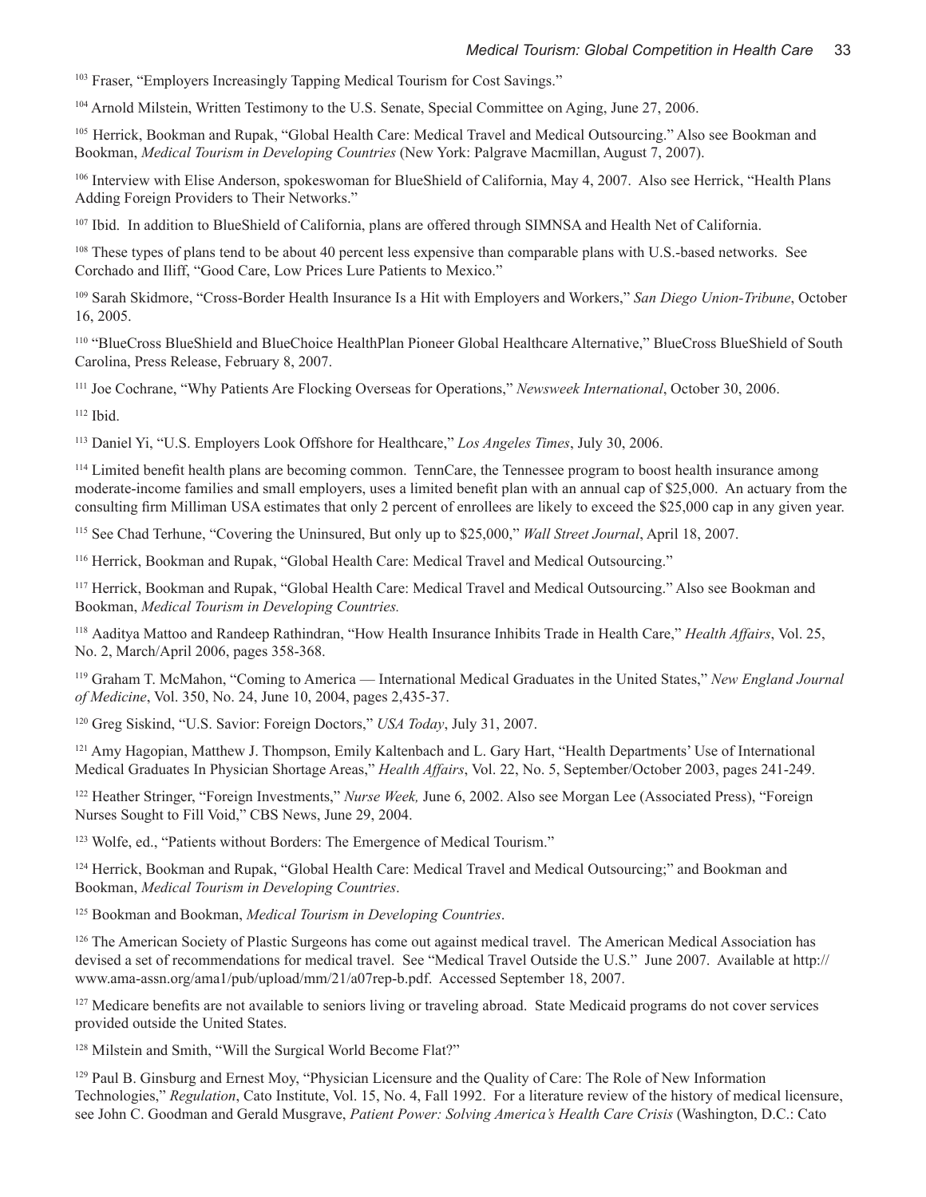[103] Fraser, "Employers Increasingly Tapping Medical Tourism for Cost Savings."

[104] Arnold Milstein, Written Testimony to the U.S. Senate, Special Committee on Aging, June 27, 2006.

[105] Herrick, Bookman and Rupak, "Global Health Care: Medical Travel and Medical Outsourcing." Also see Bookman and Bookman, *Medical Tourism in Developing Countries* (New York: Palgrave Macmillan, August 7, 2007).

[106] Interview with Elise Anderson, spokeswoman for BlueShield of California, May 4, 2007. Also see Herrick, "Health Plans Adding Foreign Providers to Their Networks."

[107] Ibid. In addition to BlueShield of California, plans are offered through SIMNSA and Health Net of California.

[108] These types of plans tend to be about 40 percent less expensive than comparable plans with U.S.-based networks. See Corchado and Iliff, "Good Care, Low Prices Lure Patients to Mexico."

[109] Sarah Skidmore, "Cross-Border Health Insurance Is a Hit with Employers and Workers," *San Diego Union-Tribune*, October 16, 2005.

[110] "BlueCross BlueShield and BlueChoice HealthPlan Pioneer Global Healthcare Alternative," BlueCross BlueShield of South Carolina, Press Release, February 8, 2007.

[111] Joe Cochrane, "Why Patients Are Flocking Overseas for Operations," *Newsweek International*, October 30, 2006.

[112] Ibid.

[113] Daniel Yi, "U.S. Employers Look Offshore for Healthcare," *Los Angeles Times*, July 30, 2006.

[114] Limited benefit health plans are becoming common. TennCare, the Tennessee program to boost health insurance among moderate-income families and small employers, uses a limited benefit plan with an annual cap of $25,000. An actuary from the consulting firm Milliman USA estimates that only 2 percent of enrollees are likely to exceed the $25,000 cap in any given year.

[115] See Chad Terhune, "Covering the Uninsured, But only up to $25,000," *Wall Street Journal*, April 18, 2007.

[116] Herrick, Bookman and Rupak, "Global Health Care: Medical Travel and Medical Outsourcing."

[117] Herrick, Bookman and Rupak, "Global Health Care: Medical Travel and Medical Outsourcing." Also see Bookman and Bookman, *Medical Tourism in Developing Countries.*

[118] Aaditya Mattoo and Randeep Rathindran, "How Health Insurance Inhibits Trade in Health Care," *Health Affairs*, Vol. 25, No. 2, March/April 2006, pages 358-368.

[119] Graham T. McMahon, "Coming to America — International Medical Graduates in the United States," *New England Journal of Medicine*, Vol. 350, No. 24, June 10, 2004, pages 2,435-37.

[120] Greg Siskind, "U.S. Savior: Foreign Doctors," *USA Today*, July 31, 2007.

[121] Amy Hagopian, Matthew J. Thompson, Emily Kaltenbach and L. Gary Hart, "Health Departments' Use of International Medical Graduates In Physician Shortage Areas," *Health Affairs*, Vol. 22, No. 5, September/October 2003, pages 241-249.

[122] Heather Stringer, "Foreign Investments," *Nurse Week,* June 6, 2002. Also see Morgan Lee (Associated Press), "Foreign Nurses Sought to Fill Void," CBS News, June 29, 2004.

[123] Wolfe, ed., "Patients without Borders: The Emergence of Medical Tourism."

[124] Herrick, Bookman and Rupak, "Global Health Care: Medical Travel and Medical Outsourcing;" and Bookman and Bookman, *Medical Tourism in Developing Countries*.

[125] Bookman and Bookman, *Medical Tourism in Developing Countries*.

[126] The American Society of Plastic Surgeons has come out against medical travel. The American Medical Association has devised a set of recommendations for medical travel. See "Medical Travel Outside the U.S." June 2007. Available at http://www.ama-assn.org/ama1/pub/upload/mm/21/a07rep-b.pdf. Accessed September 18, 2007.

[127] Medicare benefits are not available to seniors living or traveling abroad. State Medicaid programs do not cover services provided outside the United States.

[128] Milstein and Smith, "Will the Surgical World Become Flat?"

[129] Paul B. Ginsburg and Ernest Moy, "Physician Licensure and the Quality of Care: The Role of New Information Technologies," *Regulation*, Cato Institute, Vol. 15, No. 4, Fall 1992. For a literature review of the history of medical licensure, see John C. Goodman and Gerald Musgrave, *Patient Power: Solving America's Health Care Crisis* (Washington, D.C.: Cato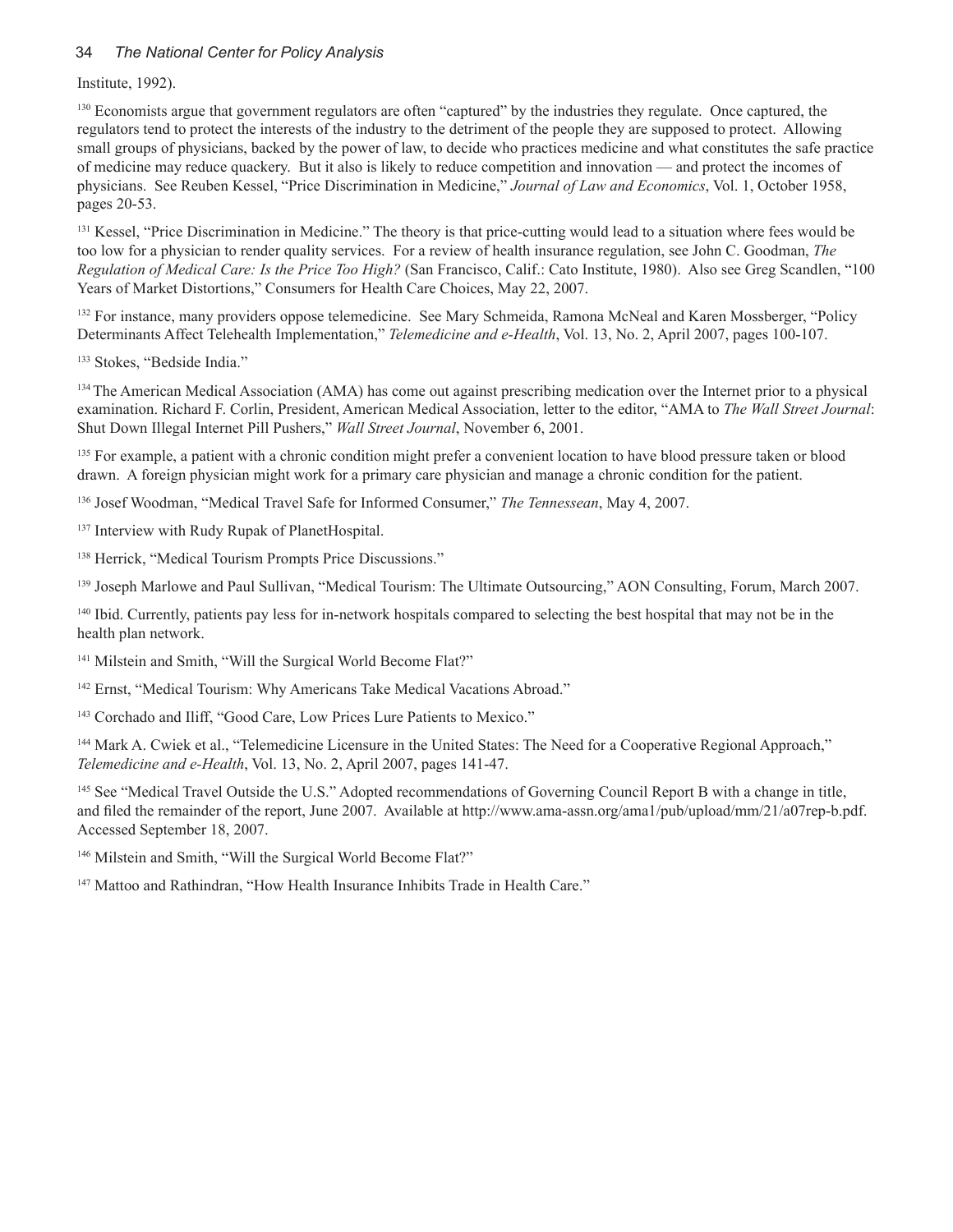Institute, 1992).

[130] Economists argue that government regulators are often "captured" by the industries they regulate. Once captured, the regulators tend to protect the interests of the industry to the detriment of the people they are supposed to protect. Allowing small groups of physicians, backed by the power of law, to decide who practices medicine and what constitutes the safe practice of medicine may reduce quackery. But it also is likely to reduce competition and innovation — and protect the incomes of physicians. See Reuben Kessel, "Price Discrimination in Medicine," *Journal of Law and Economics*, Vol. 1, October 1958, pages 20-53.

[131] Kessel, "Price Discrimination in Medicine." The theory is that price-cutting would lead to a situation where fees would be too low for a physician to render quality services. For a review of health insurance regulation, see John C. Goodman, *The Regulation of Medical Care: Is the Price Too High?* (San Francisco, Calif.: Cato Institute, 1980). Also see Greg Scandlen, "100 Years of Market Distortions," Consumers for Health Care Choices, May 22, 2007.

[132] For instance, many providers oppose telemedicine. See Mary Schmeida, Ramona McNeal and Karen Mossberger, "Policy Determinants Affect Telehealth Implementation," *Telemedicine and e-Health*, Vol. 13, No. 2, April 2007, pages 100-107.

[133] Stokes, "Bedside India."

[134] The American Medical Association (AMA) has come out against prescribing medication over the Internet prior to a physical examination. Richard F. Corlin, President, American Medical Association, letter to the editor, "AMA to *The Wall Street Journal*: Shut Down Illegal Internet Pill Pushers," *Wall Street Journal*, November 6, 2001.

[135] For example, a patient with a chronic condition might prefer a convenient location to have blood pressure taken or blood drawn. A foreign physician might work for a primary care physician and manage a chronic condition for the patient.

[136] Josef Woodman, "Medical Travel Safe for Informed Consumer," *The Tennessean*, May 4, 2007.

[137] Interview with Rudy Rupak of PlanetHospital.

[138] Herrick, "Medical Tourism Prompts Price Discussions."

[139] Joseph Marlowe and Paul Sullivan, "Medical Tourism: The Ultimate Outsourcing," AON Consulting, Forum, March 2007.

[140] Ibid. Currently, patients pay less for in-network hospitals compared to selecting the best hospital that may not be in the health plan network.

[141] Milstein and Smith, "Will the Surgical World Become Flat?"

[142] Ernst, "Medical Tourism: Why Americans Take Medical Vacations Abroad."

[143] Corchado and Iliff, "Good Care, Low Prices Lure Patients to Mexico."

[144] Mark A. Cwiek et al., "Telemedicine Licensure in the United States: The Need for a Cooperative Regional Approach," *Telemedicine and e-Health*, Vol. 13, No. 2, April 2007, pages 141-47.

[145] See "Medical Travel Outside the U.S." Adopted recommendations of Governing Council Report B with a change in title, and filed the remainder of the report, June 2007. Available at http://www.ama-assn.org/ama1/pub/upload/mm/21/a07rep-b.pdf. Accessed September 18, 2007.

[146] Milstein and Smith, "Will the Surgical World Become Flat?"

[147] Mattoo and Rathindran, "How Health Insurance Inhibits Trade in Health Care."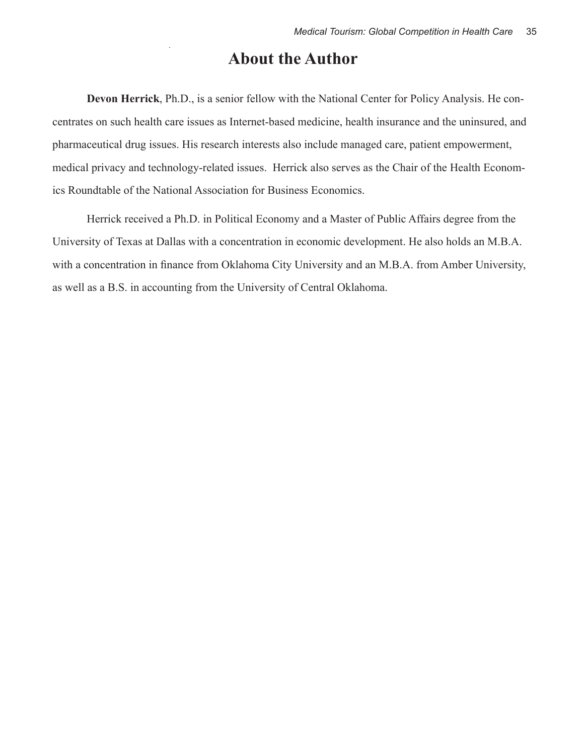# About the Author

**Devon Herrick**, Ph.D., is a senior fellow with the National Center for Policy Analysis. He concentrates on such health care issues as Internet-based medicine, health insurance and the uninsured, and pharmaceutical drug issues. His research interests also include managed care, patient empowerment, medical privacy and technology-related issues. Herrick also serves as the Chair of the Health Economics Roundtable of the National Association for Business Economics.

Herrick received a Ph.D. in Political Economy and a Master of Public Affairs degree from the University of Texas at Dallas with a concentration in economic development. He also holds an M.B.A. with a concentration in finance from Oklahoma City University and an M.B.A. from Amber University, as well as a B.S. in accounting from the University of Central Oklahoma.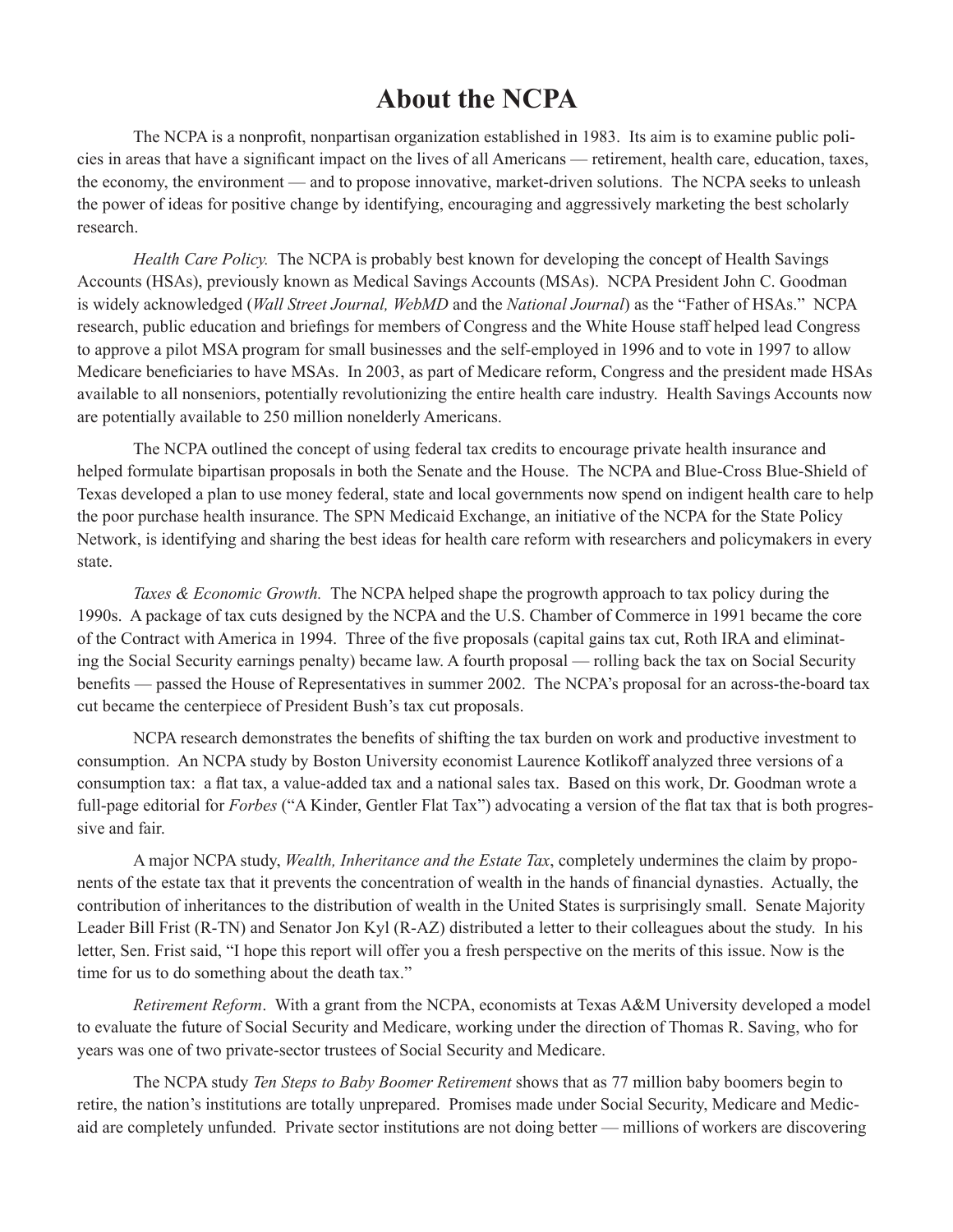# About the NCPA

The NCPA is a nonprofit, nonpartisan organization established in 1983. Its aim is to examine public policies in areas that have a significant impact on the lives of all Americans — retirement, health care, education, taxes, the economy, the environment — and to propose innovative, market-driven solutions. The NCPA seeks to unleash the power of ideas for positive change by identifying, encouraging and aggressively marketing the best scholarly research.

*Health Care Policy.* The NCPA is probably best known for developing the concept of Health Savings Accounts (HSAs), previously known as Medical Savings Accounts (MSAs). NCPA President John C. Goodman is widely acknowledged (*Wall Street Journal, WebMD* and the *National Journal*) as the "Father of HSAs." NCPA research, public education and briefings for members of Congress and the White House staff helped lead Congress to approve a pilot MSA program for small businesses and the self-employed in 1996 and to vote in 1997 to allow Medicare beneficiaries to have MSAs. In 2003, as part of Medicare reform, Congress and the president made HSAs available to all nonseniors, potentially revolutionizing the entire health care industry. Health Savings Accounts now are potentially available to 250 million nonelderly Americans.

The NCPA outlined the concept of using federal tax credits to encourage private health insurance and helped formulate bipartisan proposals in both the Senate and the House. The NCPA and Blue-Cross Blue-Shield of Texas developed a plan to use money federal, state and local governments now spend on indigent health care to help the poor purchase health insurance. The SPN Medicaid Exchange, an initiative of the NCPA for the State Policy Network, is identifying and sharing the best ideas for health care reform with researchers and policymakers in every state.

*Taxes & Economic Growth.* The NCPA helped shape the progrowth approach to tax policy during the 1990s. A package of tax cuts designed by the NCPA and the U.S. Chamber of Commerce in 1991 became the core of the Contract with America in 1994. Three of the five proposals (capital gains tax cut, Roth IRA and eliminating the Social Security earnings penalty) became law. A fourth proposal — rolling back the tax on Social Security benefits — passed the House of Representatives in summer 2002. The NCPA's proposal for an across-the-board tax cut became the centerpiece of President Bush's tax cut proposals.

NCPA research demonstrates the benefits of shifting the tax burden on work and productive investment to consumption. An NCPA study by Boston University economist Laurence Kotlikoff analyzed three versions of a consumption tax: a flat tax, a value-added tax and a national sales tax. Based on this work, Dr. Goodman wrote a full-page editorial for *Forbes* ("A Kinder, Gentler Flat Tax") advocating a version of the flat tax that is both progressive and fair.

A major NCPA study, *Wealth, Inheritance and the Estate Tax*, completely undermines the claim by proponents of the estate tax that it prevents the concentration of wealth in the hands of financial dynasties. Actually, the contribution of inheritances to the distribution of wealth in the United States is surprisingly small. Senate Majority Leader Bill Frist (R-TN) and Senator Jon Kyl (R-AZ) distributed a letter to their colleagues about the study. In his letter, Sen. Frist said, "I hope this report will offer you a fresh perspective on the merits of this issue. Now is the time for us to do something about the death tax."

*Retirement Reform*. With a grant from the NCPA, economists at Texas A&M University developed a model to evaluate the future of Social Security and Medicare, working under the direction of Thomas R. Saving, who for years was one of two private-sector trustees of Social Security and Medicare.

The NCPA study *Ten Steps to Baby Boomer Retirement* shows that as 77 million baby boomers begin to retire, the nation's institutions are totally unprepared. Promises made under Social Security, Medicare and Medicaid are completely unfunded. Private sector institutions are not doing better — millions of workers are discovering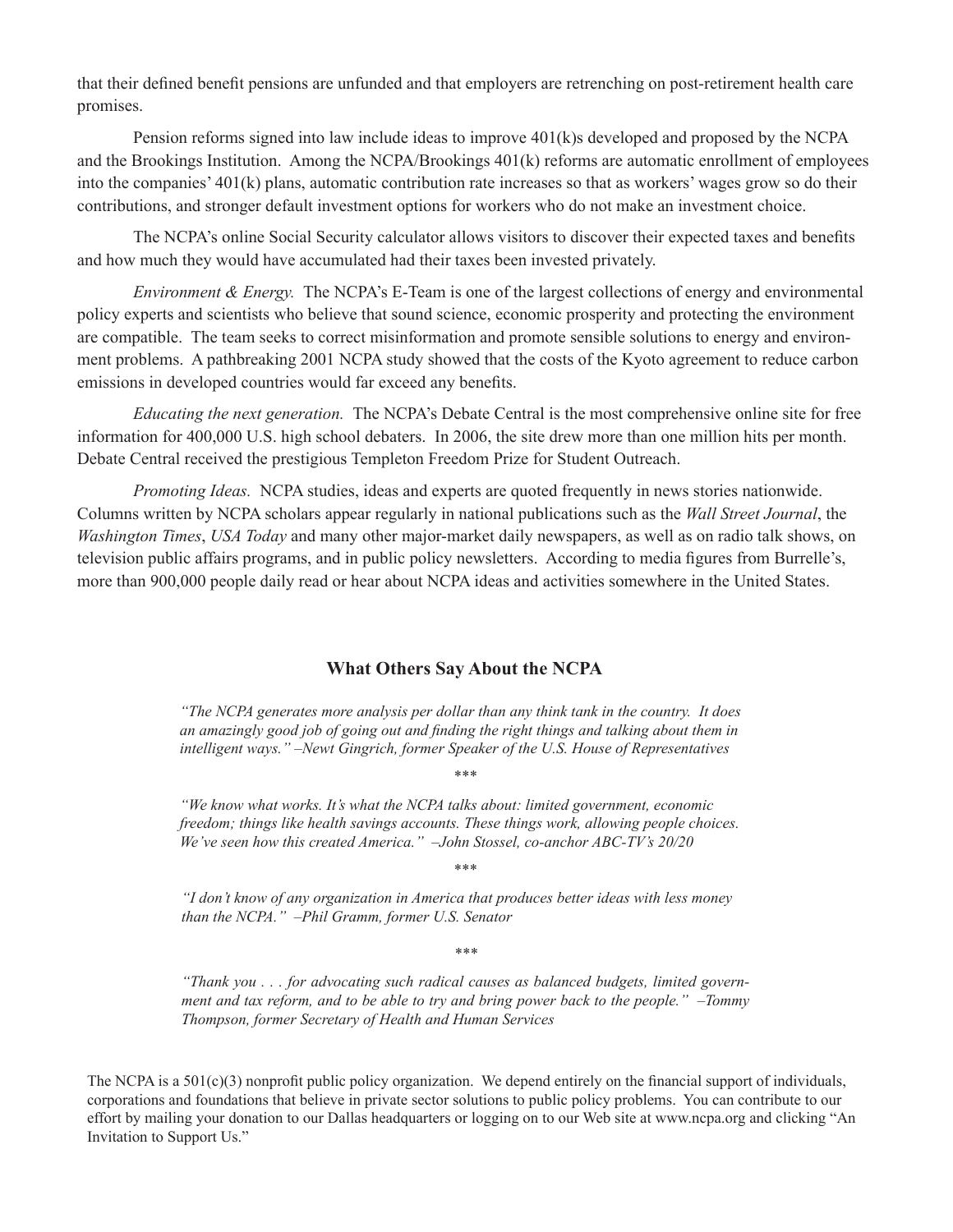that their defined benefit pensions are unfunded and that employers are retrenching on post-retirement health care promises.

Pension reforms signed into law include ideas to improve 401(k)s developed and proposed by the NCPA and the Brookings Institution. Among the NCPA/Brookings 401(k) reforms are automatic enrollment of employees into the companies' 401(k) plans, automatic contribution rate increases so that as workers' wages grow so do their contributions, and stronger default investment options for workers who do not make an investment choice.

The NCPA's online Social Security calculator allows visitors to discover their expected taxes and benefits and how much they would have accumulated had their taxes been invested privately.

*Environment & Energy.* The NCPA's E-Team is one of the largest collections of energy and environmental policy experts and scientists who believe that sound science, economic prosperity and protecting the environment are compatible. The team seeks to correct misinformation and promote sensible solutions to energy and environment problems. A pathbreaking 2001 NCPA study showed that the costs of the Kyoto agreement to reduce carbon emissions in developed countries would far exceed any benefits.

*Educating the next generation.* The NCPA's Debate Central is the most comprehensive online site for free information for 400,000 U.S. high school debaters. In 2006, the site drew more than one million hits per month. Debate Central received the prestigious Templeton Freedom Prize for Student Outreach.

*Promoting Ideas.* NCPA studies, ideas and experts are quoted frequently in news stories nationwide. Columns written by NCPA scholars appear regularly in national publications such as the *Wall Street Journal*, the *Washington Times*, *USA Today* and many other major-market daily newspapers, as well as on radio talk shows, on television public affairs programs, and in public policy newsletters. According to media figures from Burrelle's, more than 900,000 people daily read or hear about NCPA ideas and activities somewhere in the United States.

## What Others Say About the NCPA

*"The NCPA generates more analysis per dollar than any think tank in the country. It does an amazingly good job of going out and finding the right things and talking about them in intelligent ways." –Newt Gingrich, former Speaker of the U.S. House of Representatives*

\*\*\*

*"We know what works. It's what the NCPA talks about: limited government, economic freedom; things like health savings accounts. These things work, allowing people choices. We've seen how this created America." –John Stossel, co-anchor ABC-TV's 20/20*

\*\*\*

*"I don't know of any organization in America that produces better ideas with less money than the NCPA." –Phil Gramm, former U.S. Senator*

\*\*\*

*"Thank you . . . for advocating such radical causes as balanced budgets, limited government and tax reform, and to be able to try and bring power back to the people." –Tommy Thompson, former Secretary of Health and Human Services*

The NCPA is a 501(c)(3) nonprofit public policy organization. We depend entirely on the financial support of individuals, corporations and foundations that believe in private sector solutions to public policy problems. You can contribute to our effort by mailing your donation to our Dallas headquarters or logging on to our Web site at www.ncpa.org and clicking "An Invitation to Support Us."